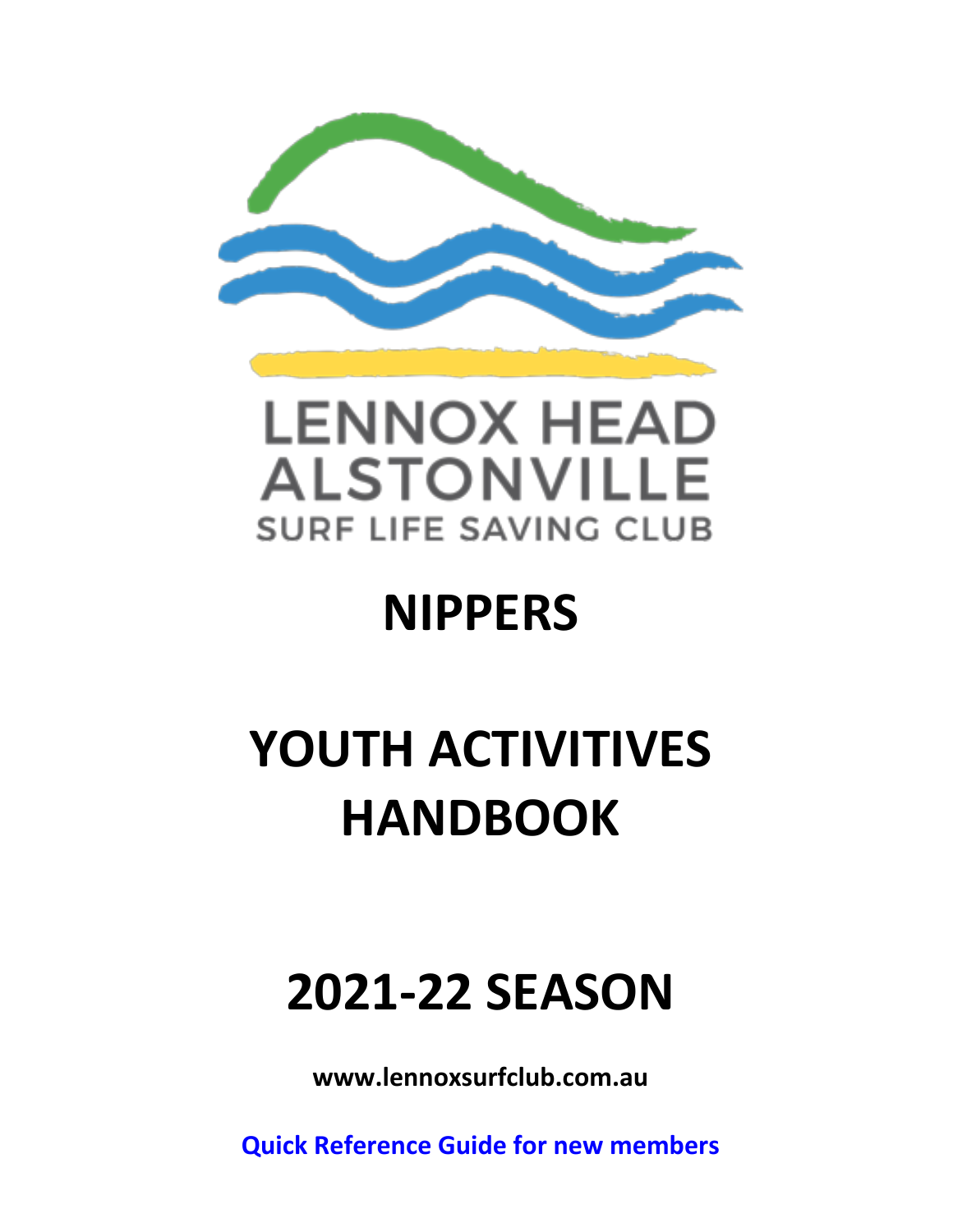LENNOX HEAD
ALSTONVILLE
SURF LIFE SAVING CLUB

# NIPPERS

# YOUTH ACTIVITIVES HANDBOOK

# 2021-22 SEASON

**www.lennoxsurfclub.com.au**

**Quick Reference Guide for new members**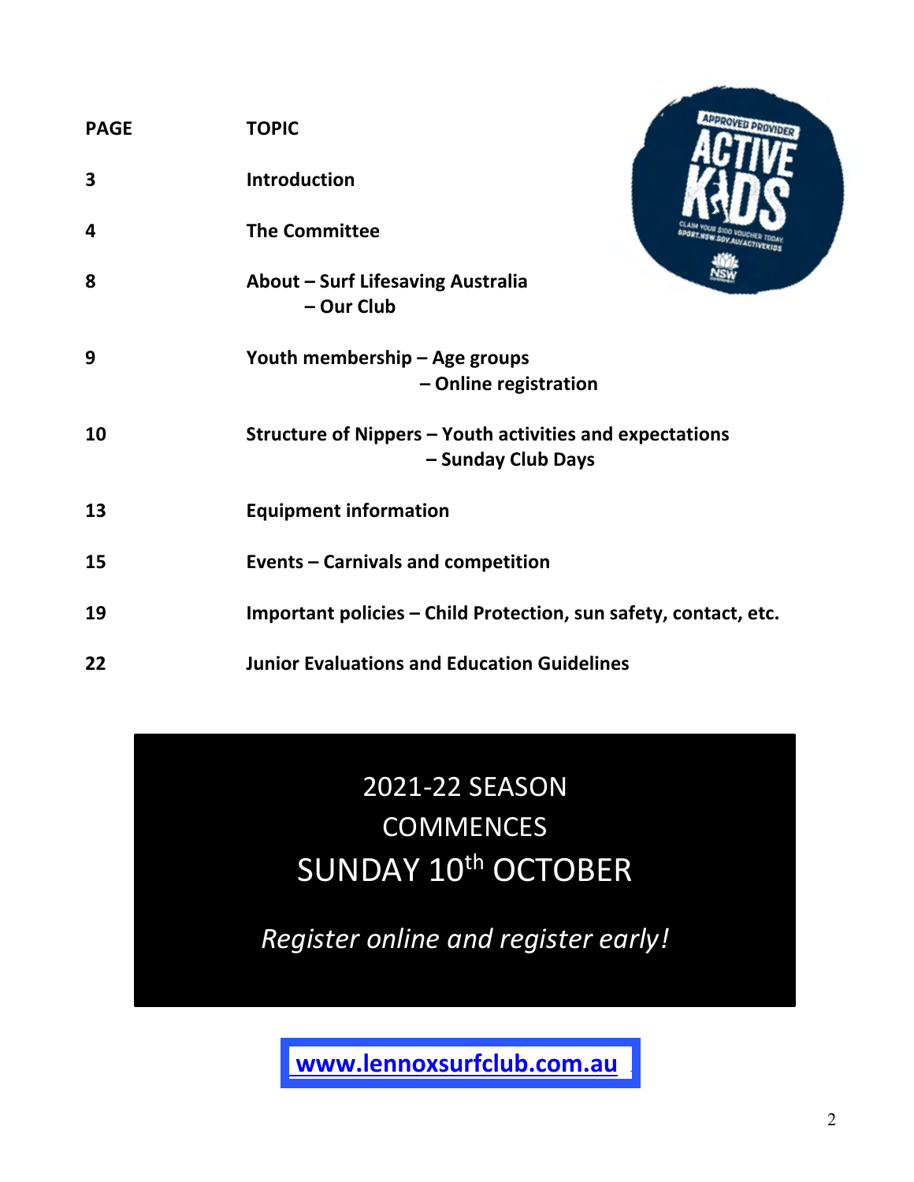| PAGE | TOPIC |
|---|---|
| 3 | Introduction |
| 4 | The Committee |
| 8 | About – Surf Lifesaving Australia<br>– Our Club |
| 9 | Youth membership – Age groups<br>– Online registration |
| 10 | Structure of Nippers – Youth activities and expectations<br>– Sunday Club Days |
| 13 | Equipment information |
| 15 | Events – Carnivals and competition |
| 19 | Important policies – Child Protection, sun safety, contact, etc. |
| 22 | Junior Evaluations and Education Guidelines |

2021-22 SEASON
COMMENCES
SUNDAY 10th OCTOBER

*Register online and register early!*

**www.lennoxsurfclub.com.au**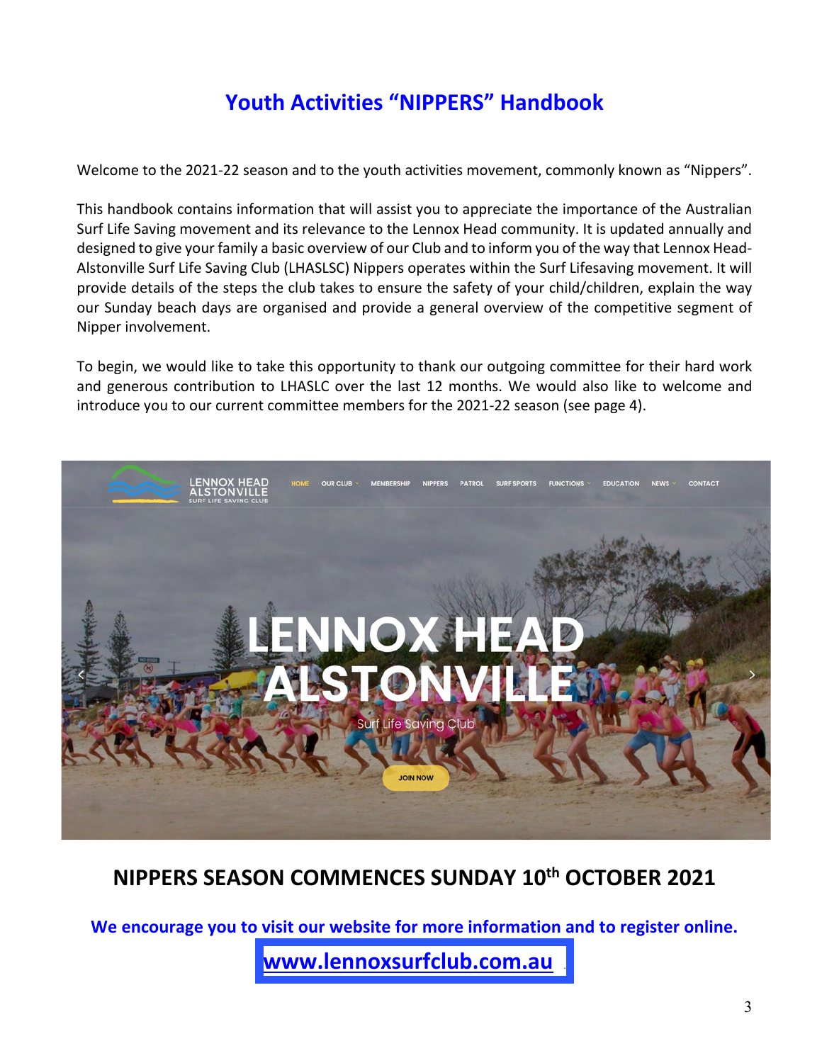# Youth Activities "NIPPERS" Handbook

Welcome to the 2021-22 season and to the youth activities movement, commonly known as "Nippers".

This handbook contains information that will assist you to appreciate the importance of the Australian Surf Life Saving movement and its relevance to the Lennox Head community. It is updated annually and designed to give your family a basic overview of our Club and to inform you of the way that Lennox Head-Alstonville Surf Life Saving Club (LHASLSC) Nippers operates within the Surf Lifesaving movement. It will provide details of the steps the club takes to ensure the safety of your child/children, explain the way our Sunday beach days are organised and provide a general overview of the competitive segment of Nipper involvement.

To begin, we would like to take this opportunity to thank our outgoing committee for their hard work and generous contribution to LHASLC over the last 12 months. We would also like to welcome and introduce you to our current committee members for the 2021-22 season (see page 4).

## NIPPERS SEASON COMMENCES SUNDAY 10th OCTOBER 2021

**We encourage you to visit our website for more information and to register online.**

**www.lennoxsurfclub.com.au**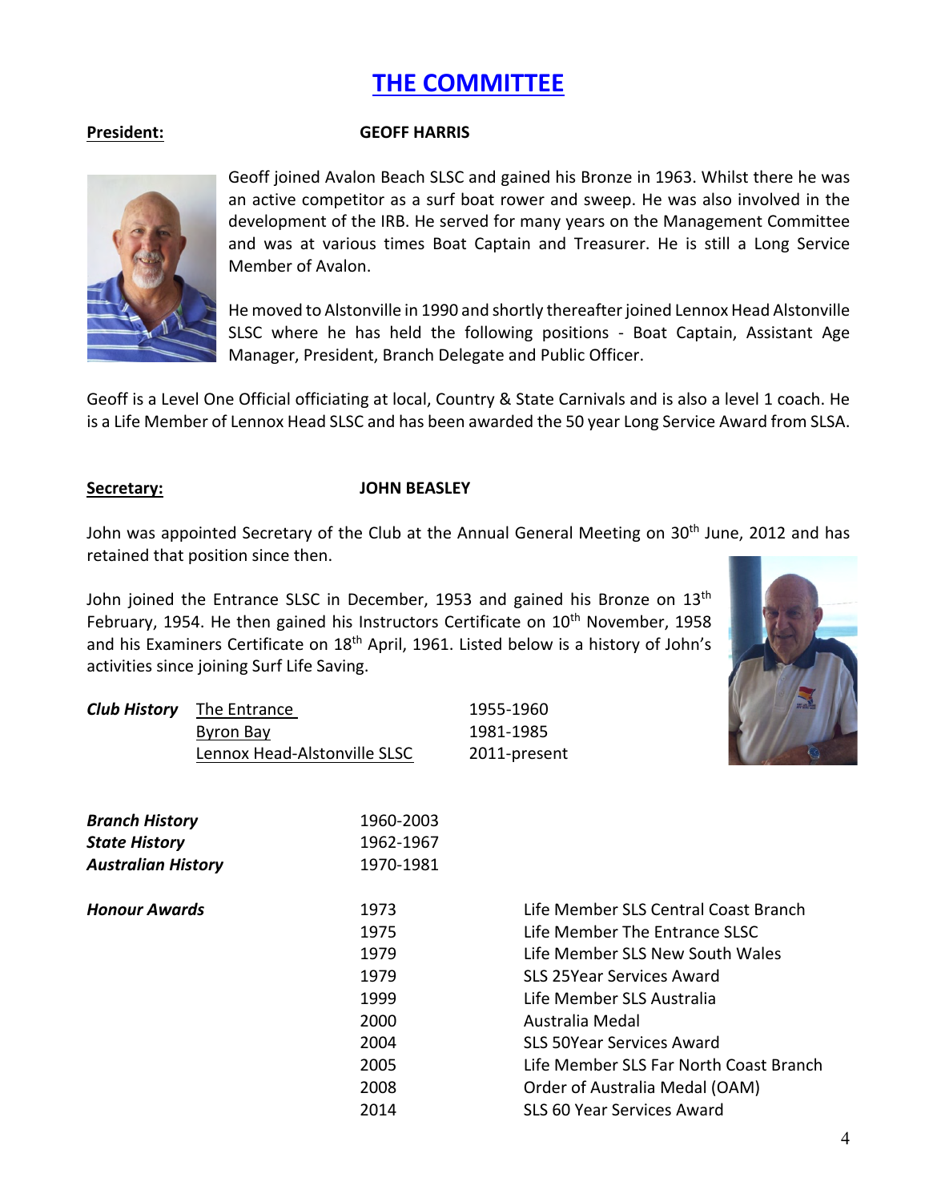# THE COMMITTEE

**President:** **GEOFF HARRIS**

Geoff joined Avalon Beach SLSC and gained his Bronze in 1963. Whilst there he was an active competitor as a surf boat rower and sweep. He was also involved in the development of the IRB. He served for many years on the Management Committee and was at various times Boat Captain and Treasurer. He is still a Long Service Member of Avalon.

He moved to Alstonville in 1990 and shortly thereafter joined Lennox Head Alstonville SLSC where he has held the following positions - Boat Captain, Assistant Age Manager, President, Branch Delegate and Public Officer.

Geoff is a Level One Official officiating at local, Country & State Carnivals and is also a level 1 coach. He is a Life Member of Lennox Head SLSC and has been awarded the 50 year Long Service Award from SLSA.

**Secretary:** **JOHN BEASLEY**

John was appointed Secretary of the Club at the Annual General Meeting on 30th June, 2012 and has retained that position since then.

John joined the Entrance SLSC in December, 1953 and gained his Bronze on 13th February, 1954. He then gained his Instructors Certificate on 10th November, 1958 and his Examiners Certificate on 18th April, 1961. Listed below is a history of John's activities since joining Surf Life Saving.

| | | |
|---|---|---|
| ***Club History*** | The Entrance | 1955-1960 |
| | Byron Bay | 1981-1985 |
| | Lennox Head-Alstonville SLSC | 2011-present |

| | |
|---|---|
| ***Branch History*** | 1960-2003 |
| ***State History*** | 1962-1967 |
| ***Australian History*** | 1970-1981 |

| | | |
|---|---|---|
| ***Honour Awards*** | 1973 | Life Member SLS Central Coast Branch |
| | 1975 | Life Member The Entrance SLSC |
| | 1979 | Life Member SLS New South Wales |
| | 1979 | SLS 25Year Services Award |
| | 1999 | Life Member SLS Australia |
| | 2000 | Australia Medal |
| | 2004 | SLS 50Year Services Award |
| | 2005 | Life Member SLS Far North Coast Branch |
| | 2008 | Order of Australia Medal (OAM) |
| | 2014 | SLS 60 Year Services Award |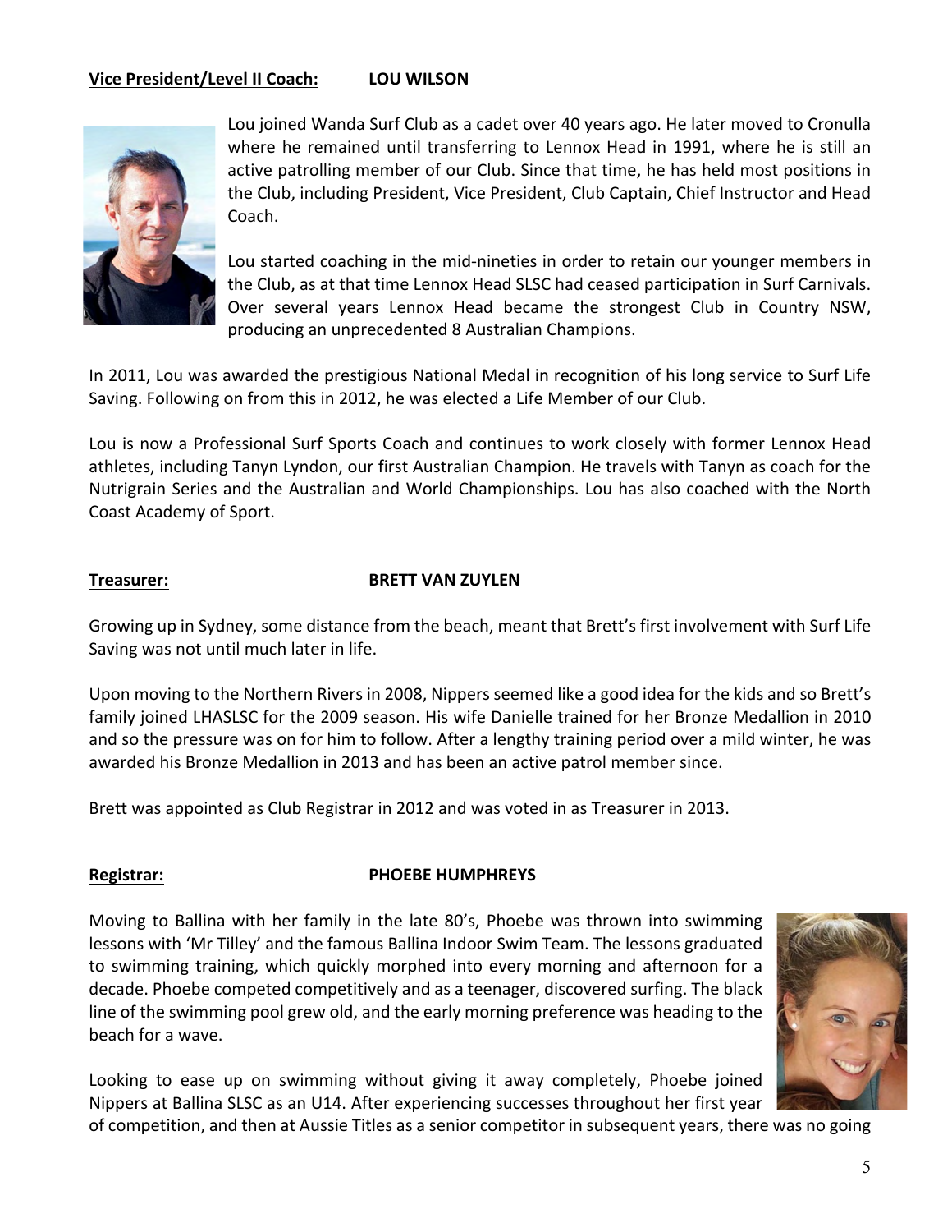**Vice President/Level II Coach:** **LOU WILSON**

Lou joined Wanda Surf Club as a cadet over 40 years ago. He later moved to Cronulla where he remained until transferring to Lennox Head in 1991, where he is still an active patrolling member of our Club. Since that time, he has held most positions in the Club, including President, Vice President, Club Captain, Chief Instructor and Head Coach.

Lou started coaching in the mid-nineties in order to retain our younger members in the Club, as at that time Lennox Head SLSC had ceased participation in Surf Carnivals. Over several years Lennox Head became the strongest Club in Country NSW, producing an unprecedented 8 Australian Champions.

In 2011, Lou was awarded the prestigious National Medal in recognition of his long service to Surf Life Saving. Following on from this in 2012, he was elected a Life Member of our Club.

Lou is now a Professional Surf Sports Coach and continues to work closely with former Lennox Head athletes, including Tanyn Lyndon, our first Australian Champion. He travels with Tanyn as coach for the Nutrigrain Series and the Australian and World Championships. Lou has also coached with the North Coast Academy of Sport.

**Treasurer:** **BRETT VAN ZUYLEN**

Growing up in Sydney, some distance from the beach, meant that Brett's first involvement with Surf Life Saving was not until much later in life.

Upon moving to the Northern Rivers in 2008, Nippers seemed like a good idea for the kids and so Brett's family joined LHASLSC for the 2009 season. His wife Danielle trained for her Bronze Medallion in 2010 and so the pressure was on for him to follow. After a lengthy training period over a mild winter, he was awarded his Bronze Medallion in 2013 and has been an active patrol member since.

Brett was appointed as Club Registrar in 2012 and was voted in as Treasurer in 2013.

**Registrar:** **PHOEBE HUMPHREYS**

Moving to Ballina with her family in the late 80's, Phoebe was thrown into swimming lessons with 'Mr Tilley' and the famous Ballina Indoor Swim Team. The lessons graduated to swimming training, which quickly morphed into every morning and afternoon for a decade. Phoebe competed competitively and as a teenager, discovered surfing. The black line of the swimming pool grew old, and the early morning preference was heading to the beach for a wave.

Looking to ease up on swimming without giving it away completely, Phoebe joined Nippers at Ballina SLSC as an U14. After experiencing successes throughout her first year of competition, and then at Aussie Titles as a senior competitor in subsequent years, there was no going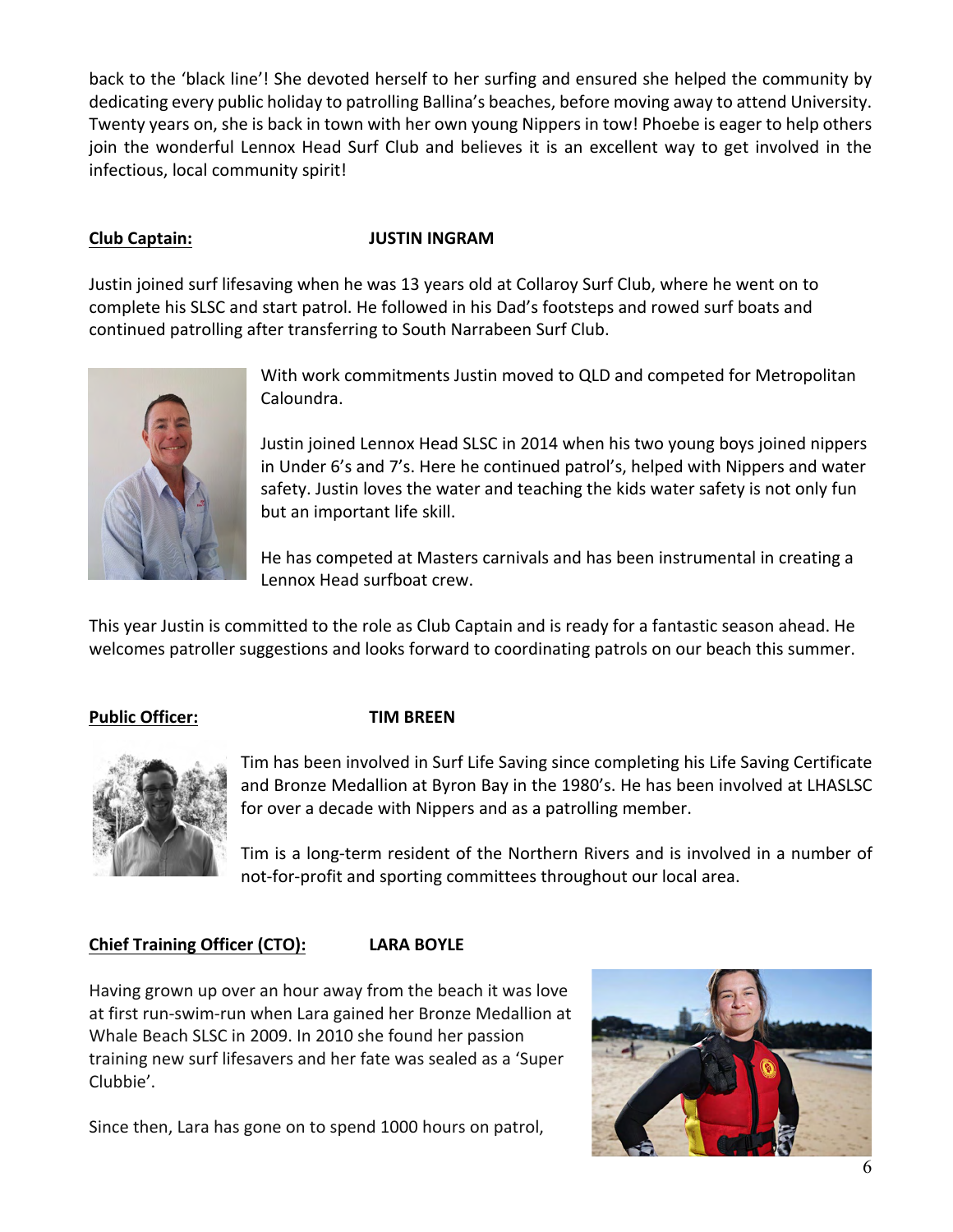back to the 'black line'! She devoted herself to her surfing and ensured she helped the community by dedicating every public holiday to patrolling Ballina's beaches, before moving away to attend University. Twenty years on, she is back in town with her own young Nippers in tow! Phoebe is eager to help others join the wonderful Lennox Head Surf Club and believes it is an excellent way to get involved in the infectious, local community spirit!

**Club Captain:** **JUSTIN INGRAM**

Justin joined surf lifesaving when he was 13 years old at Collaroy Surf Club, where he went on to complete his SLSC and start patrol. He followed in his Dad's footsteps and rowed surf boats and continued patrolling after transferring to South Narrabeen Surf Club.

With work commitments Justin moved to QLD and competed for Metropolitan Caloundra.

Justin joined Lennox Head SLSC in 2014 when his two young boys joined nippers in Under 6's and 7's. Here he continued patrol's, helped with Nippers and water safety. Justin loves the water and teaching the kids water safety is not only fun but an important life skill.

He has competed at Masters carnivals and has been instrumental in creating a Lennox Head surfboat crew.

This year Justin is committed to the role as Club Captain and is ready for a fantastic season ahead. He welcomes patroller suggestions and looks forward to coordinating patrols on our beach this summer.

**Public Officer:** **TIM BREEN**

Tim has been involved in Surf Life Saving since completing his Life Saving Certificate and Bronze Medallion at Byron Bay in the 1980's. He has been involved at LHASLSC for over a decade with Nippers and as a patrolling member.

Tim is a long-term resident of the Northern Rivers and is involved in a number of not-for-profit and sporting committees throughout our local area.

**Chief Training Officer (CTO):** **LARA BOYLE**

Having grown up over an hour away from the beach it was love at first run-swim-run when Lara gained her Bronze Medallion at Whale Beach SLSC in 2009. In 2010 she found her passion training new surf lifesavers and her fate was sealed as a 'Super Clubbie'.

Since then, Lara has gone on to spend 1000 hours on patrol,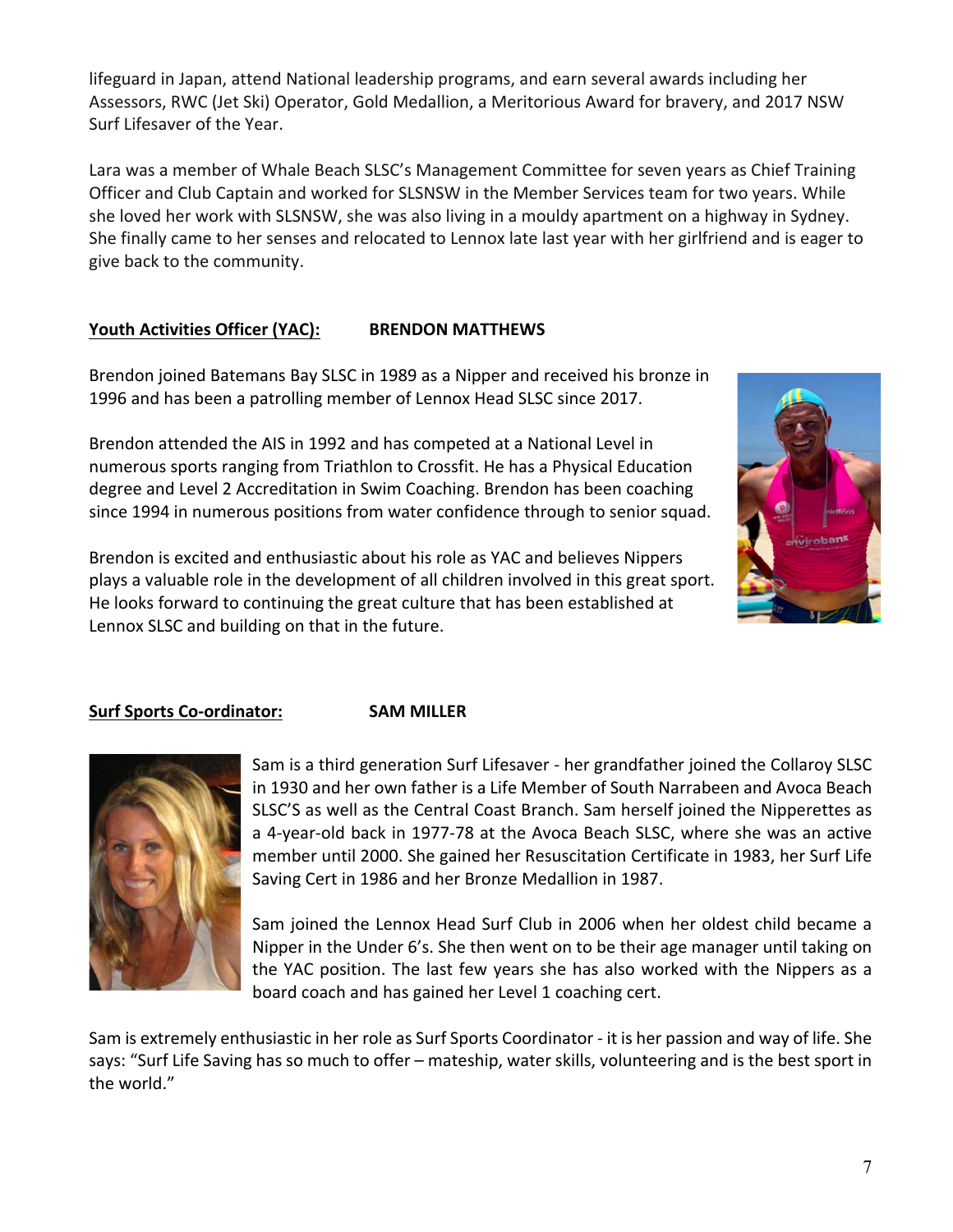lifeguard in Japan, attend National leadership programs, and earn several awards including her Assessors, RWC (Jet Ski) Operator, Gold Medallion, a Meritorious Award for bravery, and 2017 NSW Surf Lifesaver of the Year.

Lara was a member of Whale Beach SLSC's Management Committee for seven years as Chief Training Officer and Club Captain and worked for SLSNSW in the Member Services team for two years. While she loved her work with SLSNSW, she was also living in a mouldy apartment on a highway in Sydney. She finally came to her senses and relocated to Lennox late last year with her girlfriend and is eager to give back to the community.

**Youth Activities Officer (YAC): BRENDON MATTHEWS**

Brendon joined Batemans Bay SLSC in 1989 as a Nipper and received his bronze in 1996 and has been a patrolling member of Lennox Head SLSC since 2017.

Brendon attended the AIS in 1992 and has competed at a National Level in numerous sports ranging from Triathlon to Crossfit. He has a Physical Education degree and Level 2 Accreditation in Swim Coaching. Brendon has been coaching since 1994 in numerous positions from water confidence through to senior squad.

Brendon is excited and enthusiastic about his role as YAC and believes Nippers plays a valuable role in the development of all children involved in this great sport. He looks forward to continuing the great culture that has been established at Lennox SLSC and building on that in the future.

**Surf Sports Co-ordinator: SAM MILLER**

Sam is a third generation Surf Lifesaver - her grandfather joined the Collaroy SLSC in 1930 and her own father is a Life Member of South Narrabeen and Avoca Beach SLSC'S as well as the Central Coast Branch. Sam herself joined the Nipperettes as a 4-year-old back in 1977-78 at the Avoca Beach SLSC, where she was an active member until 2000. She gained her Resuscitation Certificate in 1983, her Surf Life Saving Cert in 1986 and her Bronze Medallion in 1987.

Sam joined the Lennox Head Surf Club in 2006 when her oldest child became a Nipper in the Under 6's. She then went on to be their age manager until taking on the YAC position. The last few years she has also worked with the Nippers as a board coach and has gained her Level 1 coaching cert.

Sam is extremely enthusiastic in her role as Surf Sports Coordinator - it is her passion and way of life. She says: "Surf Life Saving has so much to offer – mateship, water skills, volunteering and is the best sport in the world."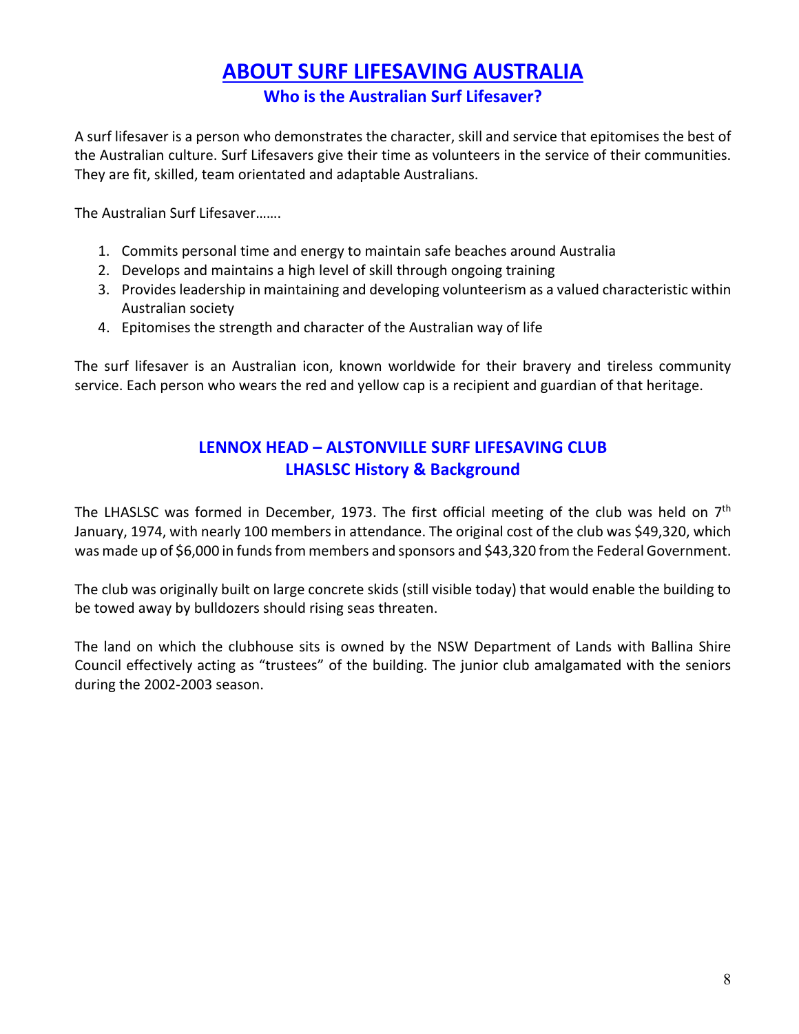# ABOUT SURF LIFESAVING AUSTRALIA

## Who is the Australian Surf Lifesaver?

A surf lifesaver is a person who demonstrates the character, skill and service that epitomises the best of the Australian culture. Surf Lifesavers give their time as volunteers in the service of their communities. They are fit, skilled, team orientated and adaptable Australians.

The Australian Surf Lifesaver…….

1. Commits personal time and energy to maintain safe beaches around Australia
2. Develops and maintains a high level of skill through ongoing training
3. Provides leadership in maintaining and developing volunteerism as a valued characteristic within Australian society
4. Epitomises the strength and character of the Australian way of life

The surf lifesaver is an Australian icon, known worldwide for their bravery and tireless community service. Each person who wears the red and yellow cap is a recipient and guardian of that heritage.

## LENNOX HEAD – ALSTONVILLE SURF LIFESAVING CLUB
## LHASLSC History & Background

The LHASLSC was formed in December, 1973. The first official meeting of the club was held on 7th January, 1974, with nearly 100 members in attendance. The original cost of the club was $49,320, which was made up of $6,000 in funds from members and sponsors and $43,320 from the Federal Government.

The club was originally built on large concrete skids (still visible today) that would enable the building to be towed away by bulldozers should rising seas threaten.

The land on which the clubhouse sits is owned by the NSW Department of Lands with Ballina Shire Council effectively acting as "trustees" of the building. The junior club amalgamated with the seniors during the 2002-2003 season.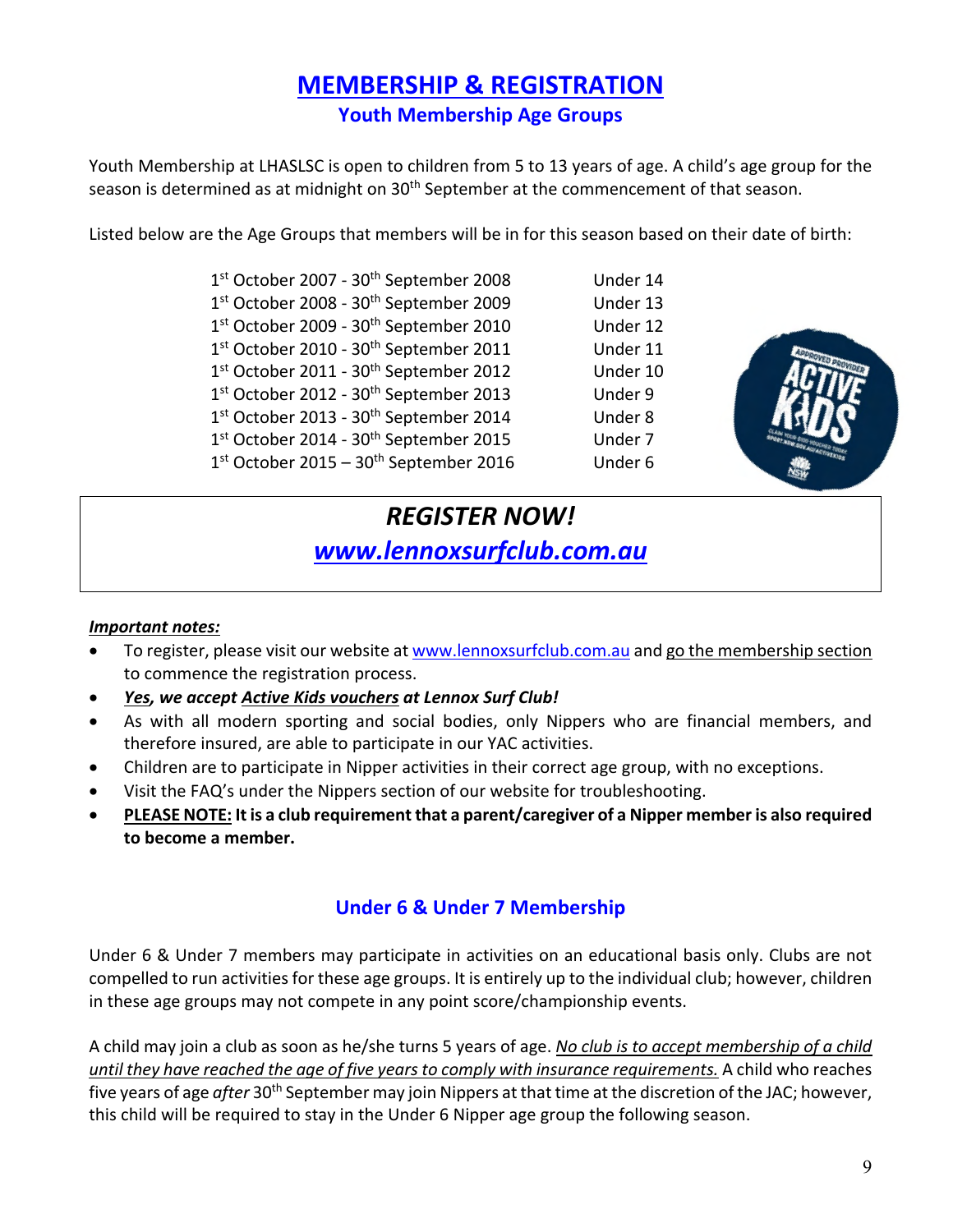# MEMBERSHIP & REGISTRATION

## Youth Membership Age Groups

Youth Membership at LHASLSC is open to children from 5 to 13 years of age. A child's age group for the season is determined as at midnight on 30th September at the commencement of that season.

Listed below are the Age Groups that members will be in for this season based on their date of birth:

| Date of Birth | Age Group |
|---|---|
| 1st October 2007 - 30th September 2008 | Under 14 |
| 1st October 2008 - 30th September 2009 | Under 13 |
| 1st October 2009 - 30th September 2010 | Under 12 |
| 1st October 2010 - 30th September 2011 | Under 11 |
| 1st October 2011 - 30th September 2012 | Under 10 |
| 1st October 2012 - 30th September 2013 | Under 9 |
| 1st October 2013 - 30th September 2014 | Under 8 |
| 1st October 2014 - 30th September 2015 | Under 7 |
| 1st October 2015 – 30th September 2016 | Under 6 |

***REGISTER NOW!***

***[www.lennoxsurfclub.com.au](http://www.lennoxsurfclub.com.au)***

***Important notes:***

- To register, please visit our website at www.lennoxsurfclub.com.au and go the membership section to commence the registration process.
- ***Yes, we accept Active Kids vouchers at Lennox Surf Club!***
- As with all modern sporting and social bodies, only Nippers who are financial members, and therefore insured, are able to participate in our YAC activities.
- Children are to participate in Nipper activities in their correct age group, with no exceptions.
- Visit the FAQ's under the Nippers section of our website for troubleshooting.
- **PLEASE NOTE: It is a club requirement that a parent/caregiver of a Nipper member is also required to become a member.**

## Under 6 & Under 7 Membership

Under 6 & Under 7 members may participate in activities on an educational basis only. Clubs are not compelled to run activities for these age groups. It is entirely up to the individual club; however, children in these age groups may not compete in any point score/championship events.

A child may join a club as soon as he/she turns 5 years of age. *No club is to accept membership of a child until they have reached the age of five years to comply with insurance requirements.* A child who reaches five years of age *after* 30th September may join Nippers at that time at the discretion of the JAC; however, this child will be required to stay in the Under 6 Nipper age group the following season.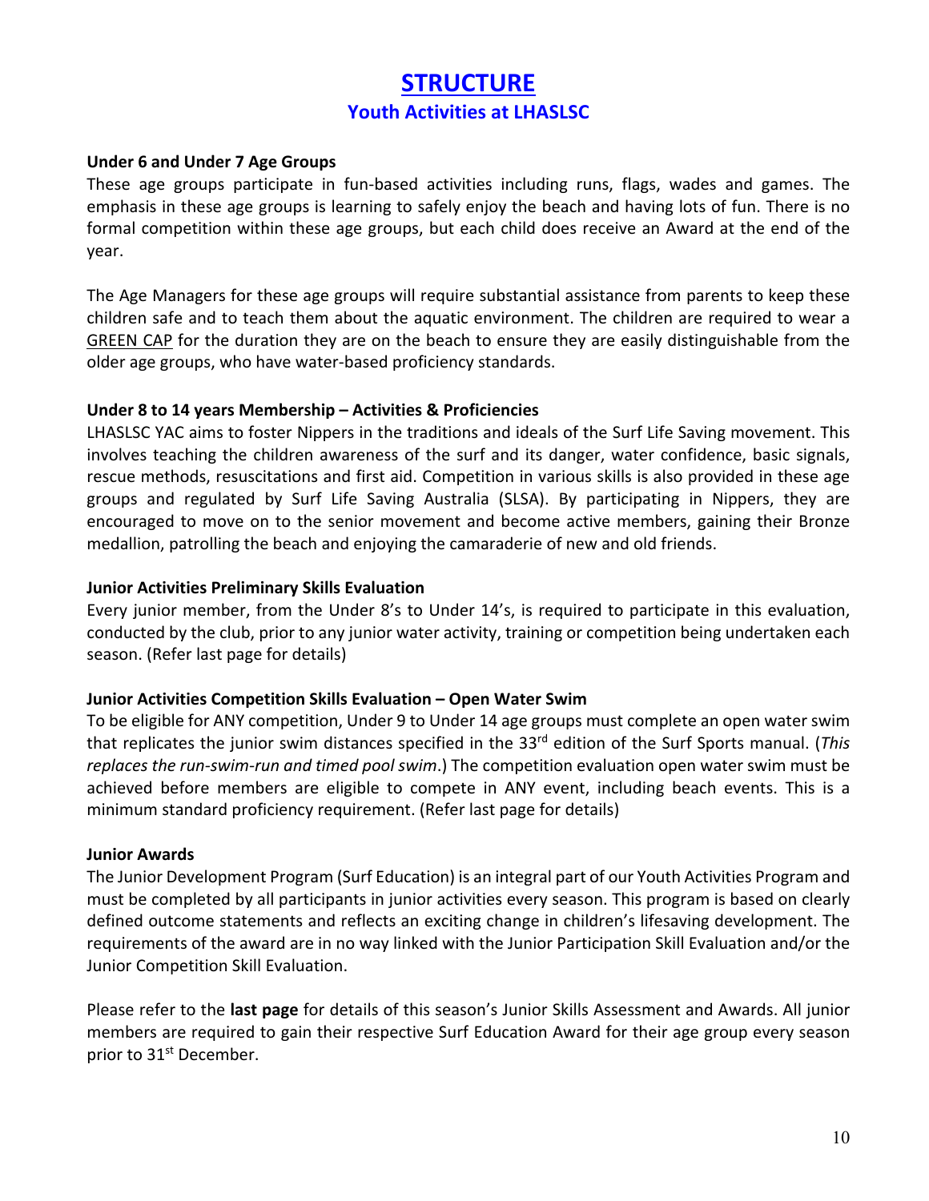# STRUCTURE

## Youth Activities at LHASLSC

**Under 6 and Under 7 Age Groups**

These age groups participate in fun-based activities including runs, flags, wades and games. The emphasis in these age groups is learning to safely enjoy the beach and having lots of fun. There is no formal competition within these age groups, but each child does receive an Award at the end of the year.

The Age Managers for these age groups will require substantial assistance from parents to keep these children safe and to teach them about the aquatic environment. The children are required to wear a GREEN CAP for the duration they are on the beach to ensure they are easily distinguishable from the older age groups, who have water-based proficiency standards.

**Under 8 to 14 years Membership – Activities & Proficiencies**

LHASLSC YAC aims to foster Nippers in the traditions and ideals of the Surf Life Saving movement. This involves teaching the children awareness of the surf and its danger, water confidence, basic signals, rescue methods, resuscitations and first aid. Competition in various skills is also provided in these age groups and regulated by Surf Life Saving Australia (SLSA). By participating in Nippers, they are encouraged to move on to the senior movement and become active members, gaining their Bronze medallion, patrolling the beach and enjoying the camaraderie of new and old friends.

**Junior Activities Preliminary Skills Evaluation**

Every junior member, from the Under 8's to Under 14's, is required to participate in this evaluation, conducted by the club, prior to any junior water activity, training or competition being undertaken each season. (Refer last page for details)

**Junior Activities Competition Skills Evaluation – Open Water Swim**

To be eligible for ANY competition, Under 9 to Under 14 age groups must complete an open water swim that replicates the junior swim distances specified in the 33rd edition of the Surf Sports manual. (*This replaces the run-swim-run and timed pool swim*.) The competition evaluation open water swim must be achieved before members are eligible to compete in ANY event, including beach events. This is a minimum standard proficiency requirement. (Refer last page for details)

**Junior Awards**

The Junior Development Program (Surf Education) is an integral part of our Youth Activities Program and must be completed by all participants in junior activities every season. This program is based on clearly defined outcome statements and reflects an exciting change in children's lifesaving development. The requirements of the award are in no way linked with the Junior Participation Skill Evaluation and/or the Junior Competition Skill Evaluation.

Please refer to the **last page** for details of this season's Junior Skills Assessment and Awards. All junior members are required to gain their respective Surf Education Award for their age group every season prior to 31st December.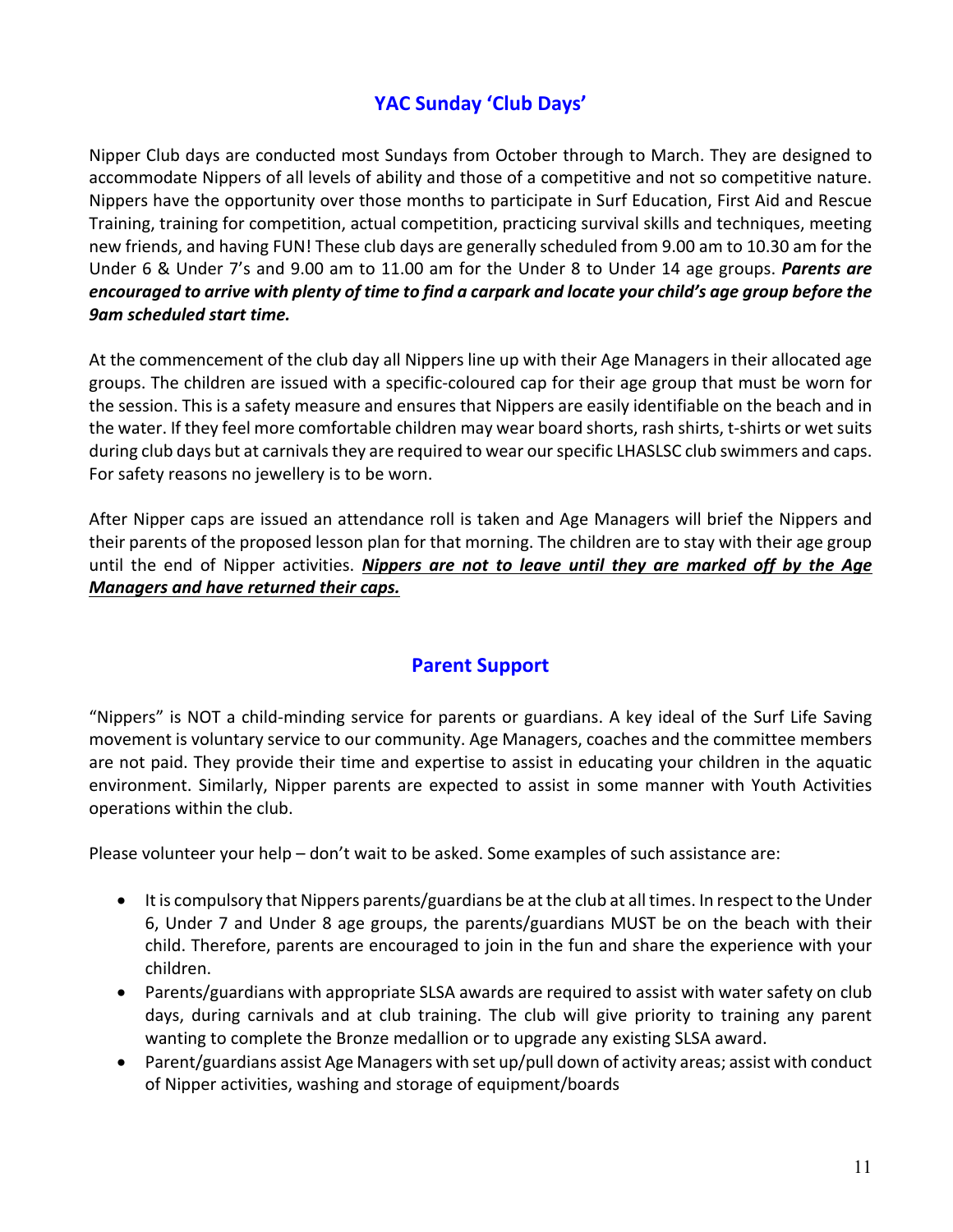## YAC Sunday 'Club Days'

Nipper Club days are conducted most Sundays from October through to March. They are designed to accommodate Nippers of all levels of ability and those of a competitive and not so competitive nature. Nippers have the opportunity over those months to participate in Surf Education, First Aid and Rescue Training, training for competition, actual competition, practicing survival skills and techniques, meeting new friends, and having FUN! These club days are generally scheduled from 9.00 am to 10.30 am for the Under 6 & Under 7's and 9.00 am to 11.00 am for the Under 8 to Under 14 age groups. ***Parents are encouraged to arrive with plenty of time to find a carpark and locate your child's age group before the 9am scheduled start time.***

At the commencement of the club day all Nippers line up with their Age Managers in their allocated age groups. The children are issued with a specific-coloured cap for their age group that must be worn for the session. This is a safety measure and ensures that Nippers are easily identifiable on the beach and in the water. If they feel more comfortable children may wear board shorts, rash shirts, t-shirts or wet suits during club days but at carnivals they are required to wear our specific LHASLSC club swimmers and caps. For safety reasons no jewellery is to be worn.

After Nipper caps are issued an attendance roll is taken and Age Managers will brief the Nippers and their parents of the proposed lesson plan for that morning. The children are to stay with their age group until the end of Nipper activities. ***<u>Nippers are not to leave until they are marked off by the Age Managers and have returned their caps.</u>***

## Parent Support

"Nippers" is NOT a child-minding service for parents or guardians. A key ideal of the Surf Life Saving movement is voluntary service to our community. Age Managers, coaches and the committee members are not paid. They provide their time and expertise to assist in educating your children in the aquatic environment. Similarly, Nipper parents are expected to assist in some manner with Youth Activities operations within the club.

Please volunteer your help – don't wait to be asked. Some examples of such assistance are:

- It is compulsory that Nippers parents/guardians be at the club at all times. In respect to the Under 6, Under 7 and Under 8 age groups, the parents/guardians MUST be on the beach with their child. Therefore, parents are encouraged to join in the fun and share the experience with your children.
- Parents/guardians with appropriate SLSA awards are required to assist with water safety on club days, during carnivals and at club training. The club will give priority to training any parent wanting to complete the Bronze medallion or to upgrade any existing SLSA award.
- Parent/guardians assist Age Managers with set up/pull down of activity areas; assist with conduct of Nipper activities, washing and storage of equipment/boards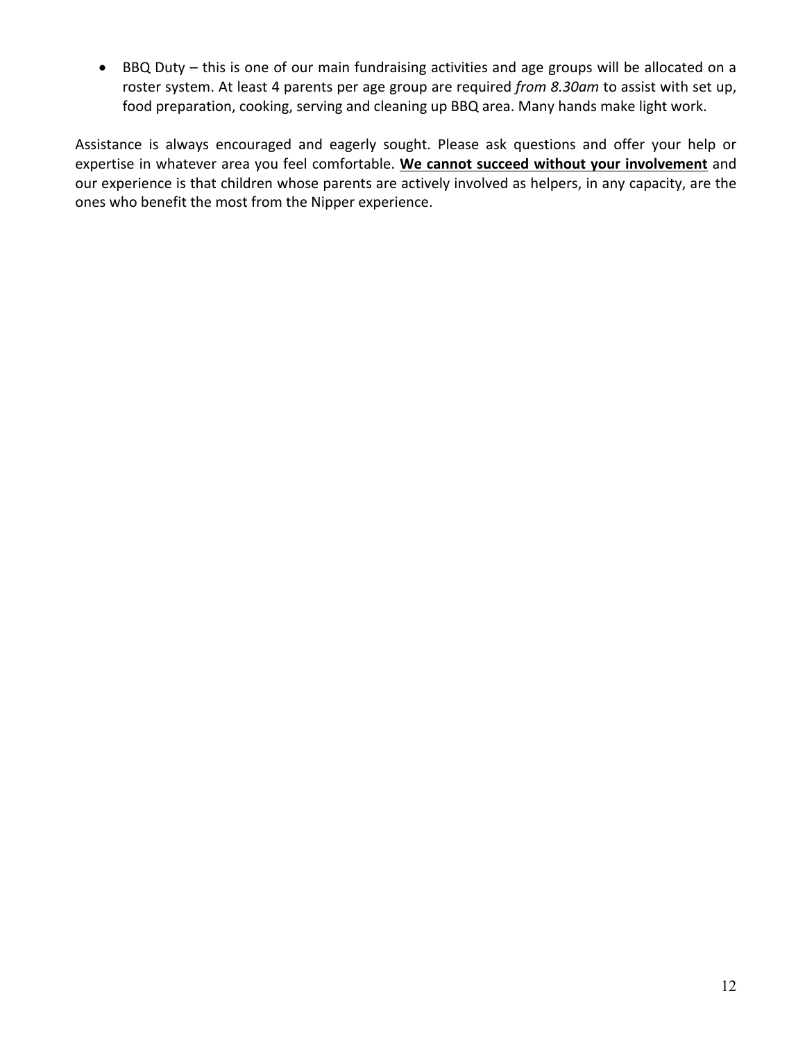- BBQ Duty – this is one of our main fundraising activities and age groups will be allocated on a roster system. At least 4 parents per age group are required *from 8.30am* to assist with set up, food preparation, cooking, serving and cleaning up BBQ area. Many hands make light work.

Assistance is always encouraged and eagerly sought. Please ask questions and offer your help or expertise in whatever area you feel comfortable. <u>**We cannot succeed without your involvement**</u> and our experience is that children whose parents are actively involved as helpers, in any capacity, are the ones who benefit the most from the Nipper experience.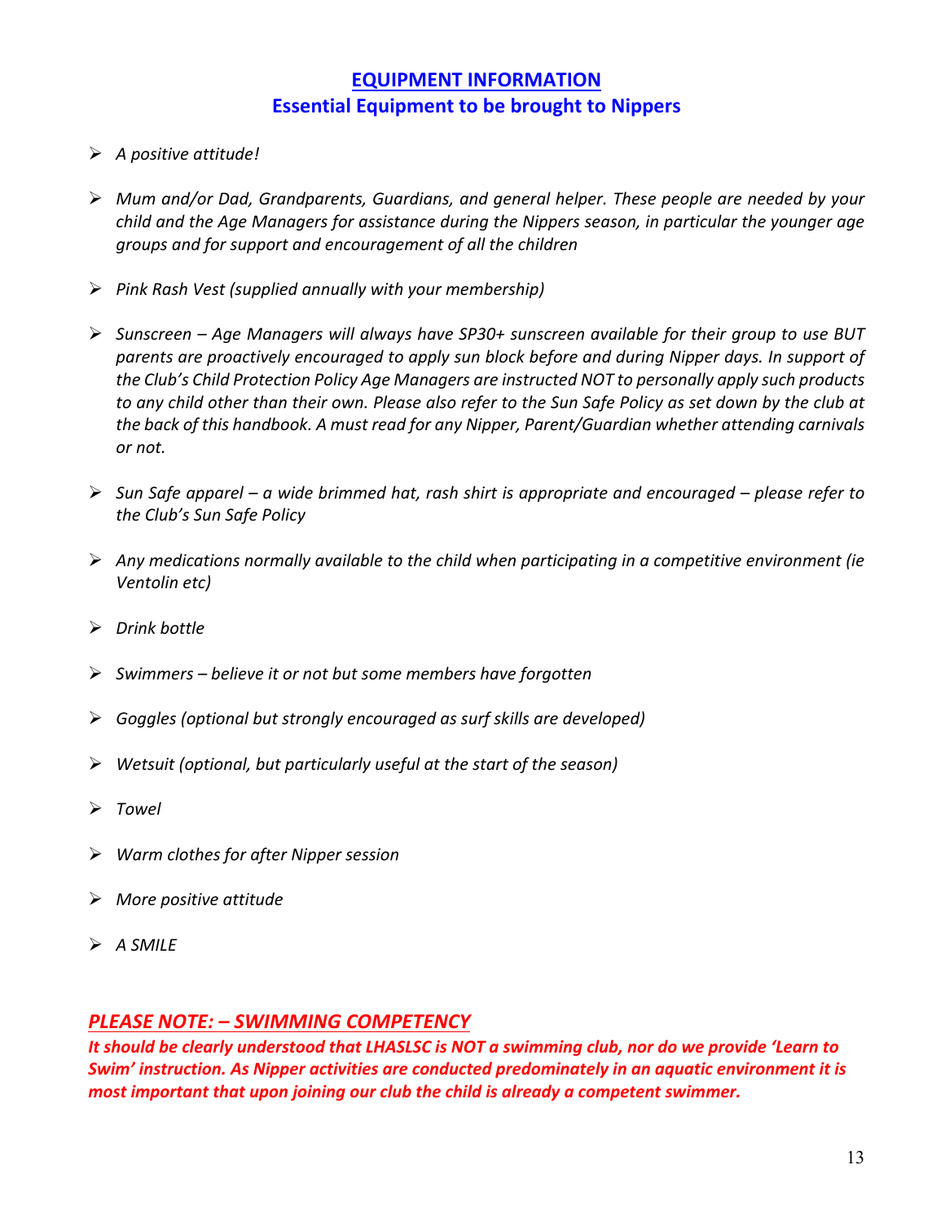## EQUIPMENT INFORMATION

### Essential Equipment to be brought to Nippers

- *A positive attitude!*
- *Mum and/or Dad, Grandparents, Guardians, and general helper. These people are needed by your child and the Age Managers for assistance during the Nippers season, in particular the younger age groups and for support and encouragement of all the children*
- *Pink Rash Vest (supplied annually with your membership)*
- *Sunscreen – Age Managers will always have SP30+ sunscreen available for their group to use BUT parents are proactively encouraged to apply sun block before and during Nipper days. In support of the Club's Child Protection Policy Age Managers are instructed NOT to personally apply such products to any child other than their own. Please also refer to the Sun Safe Policy as set down by the club at the back of this handbook. A must read for any Nipper, Parent/Guardian whether attending carnivals or not.*
- *Sun Safe apparel – a wide brimmed hat, rash shirt is appropriate and encouraged – please refer to the Club's Sun Safe Policy*
- *Any medications normally available to the child when participating in a competitive environment (ie Ventolin etc)*
- *Drink bottle*
- *Swimmers – believe it or not but some members have forgotten*
- *Goggles (optional but strongly encouraged as surf skills are developed)*
- *Wetsuit (optional, but particularly useful at the start of the season)*
- *Towel*
- *Warm clothes for after Nipper session*
- *More positive attitude*
- *A SMILE*

## *PLEASE NOTE: – SWIMMING COMPETENCY*

***It should be clearly understood that LHASLSC is NOT a swimming club, nor do we provide 'Learn to Swim' instruction. As Nipper activities are conducted predominately in an aquatic environment it is most important that upon joining our club the child is already a competent swimmer.***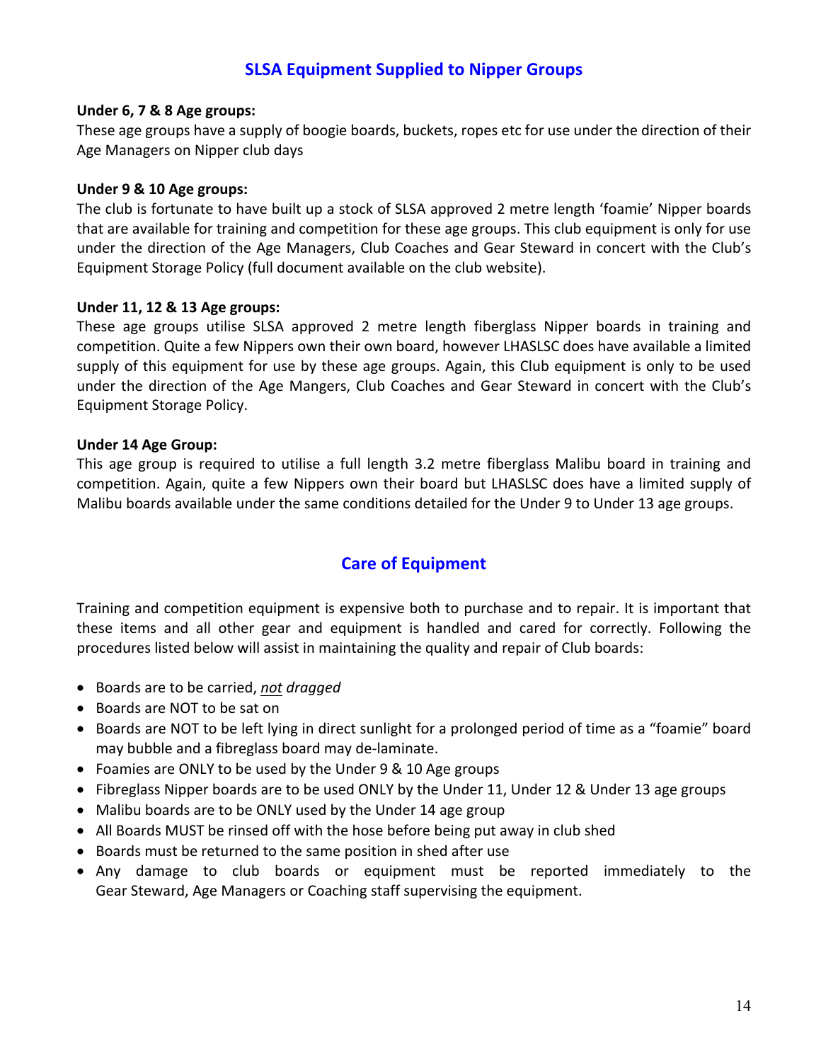## SLSA Equipment Supplied to Nipper Groups

**Under 6, 7 & 8 Age groups:**
These age groups have a supply of boogie boards, buckets, ropes etc for use under the direction of their Age Managers on Nipper club days

**Under 9 & 10 Age groups:**
The club is fortunate to have built up a stock of SLSA approved 2 metre length 'foamie' Nipper boards that are available for training and competition for these age groups. This club equipment is only for use under the direction of the Age Managers, Club Coaches and Gear Steward in concert with the Club's Equipment Storage Policy (full document available on the club website).

**Under 11, 12 & 13 Age groups:**
These age groups utilise SLSA approved 2 metre length fiberglass Nipper boards in training and competition. Quite a few Nippers own their own board, however LHASLSC does have available a limited supply of this equipment for use by these age groups. Again, this Club equipment is only to be used under the direction of the Age Mangers, Club Coaches and Gear Steward in concert with the Club's Equipment Storage Policy.

**Under 14 Age Group:**
This age group is required to utilise a full length 3.2 metre fiberglass Malibu board in training and competition. Again, quite a few Nippers own their board but LHASLSC does have a limited supply of Malibu boards available under the same conditions detailed for the Under 9 to Under 13 age groups.

## Care of Equipment

Training and competition equipment is expensive both to purchase and to repair. It is important that these items and all other gear and equipment is handled and cared for correctly. Following the procedures listed below will assist in maintaining the quality and repair of Club boards:

- Boards are to be carried, *<u>not</u> dragged*
- Boards are NOT to be sat on
- Boards are NOT to be left lying in direct sunlight for a prolonged period of time as a "foamie" board may bubble and a fibreglass board may de-laminate.
- Foamies are ONLY to be used by the Under 9 & 10 Age groups
- Fibreglass Nipper boards are to be used ONLY by the Under 11, Under 12 & Under 13 age groups
- Malibu boards are to be ONLY used by the Under 14 age group
- All Boards MUST be rinsed off with the hose before being put away in club shed
- Boards must be returned to the same position in shed after use
- Any damage to club boards or equipment must be reported immediately to the Gear Steward, Age Managers or Coaching staff supervising the equipment.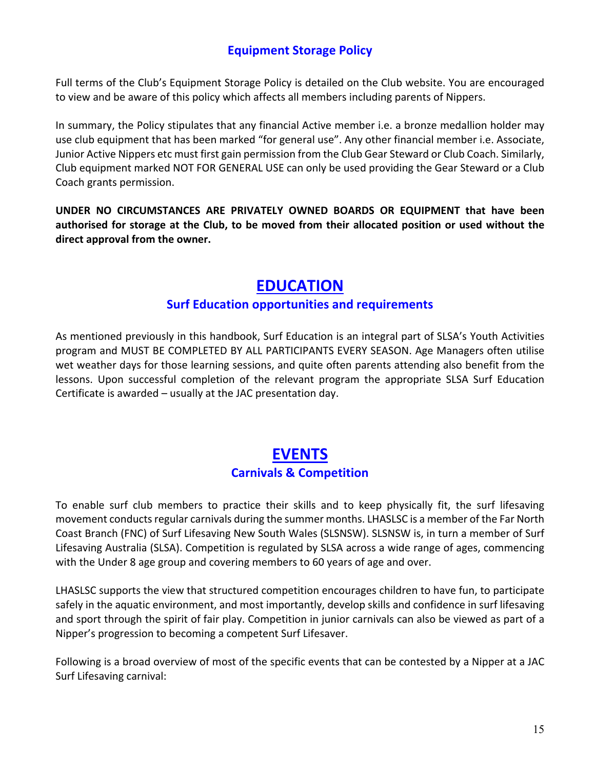### Equipment Storage Policy

Full terms of the Club's Equipment Storage Policy is detailed on the Club website. You are encouraged to view and be aware of this policy which affects all members including parents of Nippers.

In summary, the Policy stipulates that any financial Active member i.e. a bronze medallion holder may use club equipment that has been marked "for general use". Any other financial member i.e. Associate, Junior Active Nippers etc must first gain permission from the Club Gear Steward or Club Coach. Similarly, Club equipment marked NOT FOR GENERAL USE can only be used providing the Gear Steward or a Club Coach grants permission.

**UNDER NO CIRCUMSTANCES ARE PRIVATELY OWNED BOARDS OR EQUIPMENT that have been authorised for storage at the Club, to be moved from their allocated position or used without the direct approval from the owner.**

## EDUCATION

### Surf Education opportunities and requirements

As mentioned previously in this handbook, Surf Education is an integral part of SLSA's Youth Activities program and MUST BE COMPLETED BY ALL PARTICIPANTS EVERY SEASON. Age Managers often utilise wet weather days for those learning sessions, and quite often parents attending also benefit from the lessons. Upon successful completion of the relevant program the appropriate SLSA Surf Education Certificate is awarded – usually at the JAC presentation day.

## EVENTS

### Carnivals & Competition

To enable surf club members to practice their skills and to keep physically fit, the surf lifesaving movement conducts regular carnivals during the summer months. LHASLSC is a member of the Far North Coast Branch (FNC) of Surf Lifesaving New South Wales (SLSNSW). SLSNSW is, in turn a member of Surf Lifesaving Australia (SLSA). Competition is regulated by SLSA across a wide range of ages, commencing with the Under 8 age group and covering members to 60 years of age and over.

LHASLSC supports the view that structured competition encourages children to have fun, to participate safely in the aquatic environment, and most importantly, develop skills and confidence in surf lifesaving and sport through the spirit of fair play. Competition in junior carnivals can also be viewed as part of a Nipper's progression to becoming a competent Surf Lifesaver.

Following is a broad overview of most of the specific events that can be contested by a Nipper at a JAC Surf Lifesaving carnival: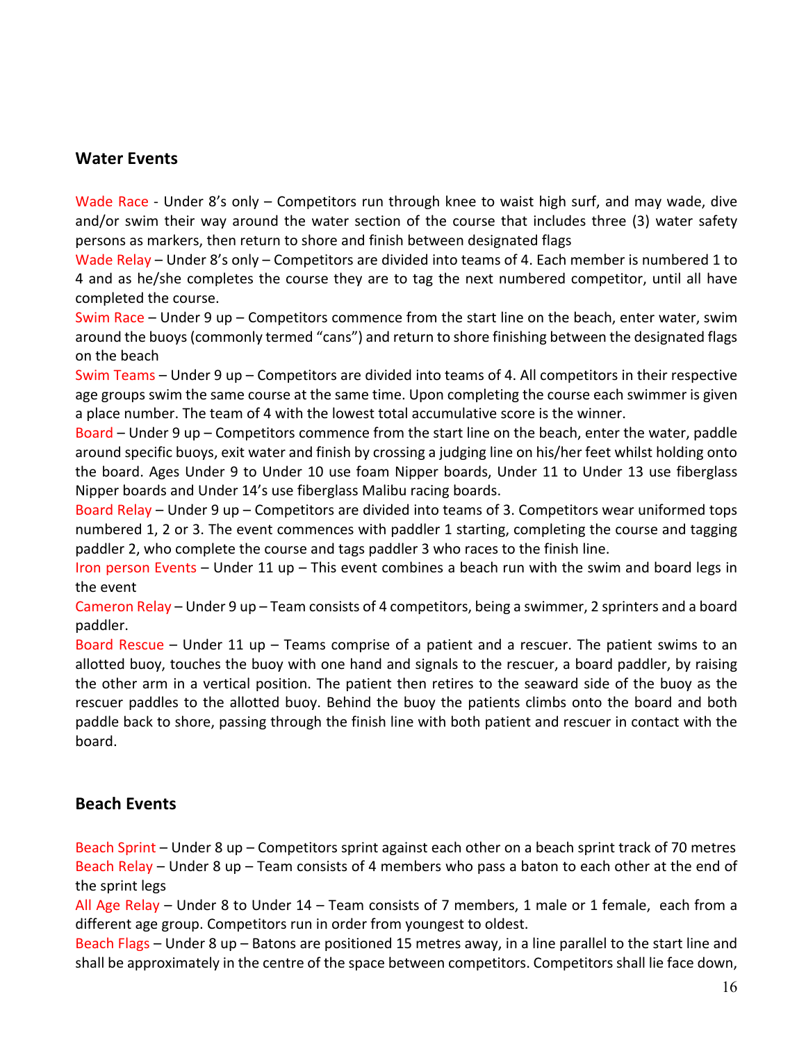## Water Events

Wade Race - Under 8's only – Competitors run through knee to waist high surf, and may wade, dive and/or swim their way around the water section of the course that includes three (3) water safety persons as markers, then return to shore and finish between designated flags

Wade Relay – Under 8's only – Competitors are divided into teams of 4. Each member is numbered 1 to 4 and as he/she completes the course they are to tag the next numbered competitor, until all have completed the course.

Swim Race – Under 9 up – Competitors commence from the start line on the beach, enter water, swim around the buoys (commonly termed "cans") and return to shore finishing between the designated flags on the beach

Swim Teams – Under 9 up – Competitors are divided into teams of 4. All competitors in their respective age groups swim the same course at the same time. Upon completing the course each swimmer is given a place number. The team of 4 with the lowest total accumulative score is the winner.

Board – Under 9 up – Competitors commence from the start line on the beach, enter the water, paddle around specific buoys, exit water and finish by crossing a judging line on his/her feet whilst holding onto the board. Ages Under 9 to Under 10 use foam Nipper boards, Under 11 to Under 13 use fiberglass Nipper boards and Under 14's use fiberglass Malibu racing boards.

Board Relay – Under 9 up – Competitors are divided into teams of 3. Competitors wear uniformed tops numbered 1, 2 or 3. The event commences with paddler 1 starting, completing the course and tagging paddler 2, who complete the course and tags paddler 3 who races to the finish line.

Iron person Events – Under 11 up – This event combines a beach run with the swim and board legs in the event

Cameron Relay – Under 9 up – Team consists of 4 competitors, being a swimmer, 2 sprinters and a board paddler.

Board Rescue – Under 11 up – Teams comprise of a patient and a rescuer. The patient swims to an allotted buoy, touches the buoy with one hand and signals to the rescuer, a board paddler, by raising the other arm in a vertical position. The patient then retires to the seaward side of the buoy as the rescuer paddles to the allotted buoy. Behind the buoy the patients climbs onto the board and both paddle back to shore, passing through the finish line with both patient and rescuer in contact with the board.

## Beach Events

Beach Sprint – Under 8 up – Competitors sprint against each other on a beach sprint track of 70 metres

Beach Relay – Under 8 up – Team consists of 4 members who pass a baton to each other at the end of the sprint legs

All Age Relay – Under 8 to Under 14 – Team consists of 7 members, 1 male or 1 female, each from a different age group. Competitors run in order from youngest to oldest.

Beach Flags – Under 8 up – Batons are positioned 15 metres away, in a line parallel to the start line and shall be approximately in the centre of the space between competitors. Competitors shall lie face down,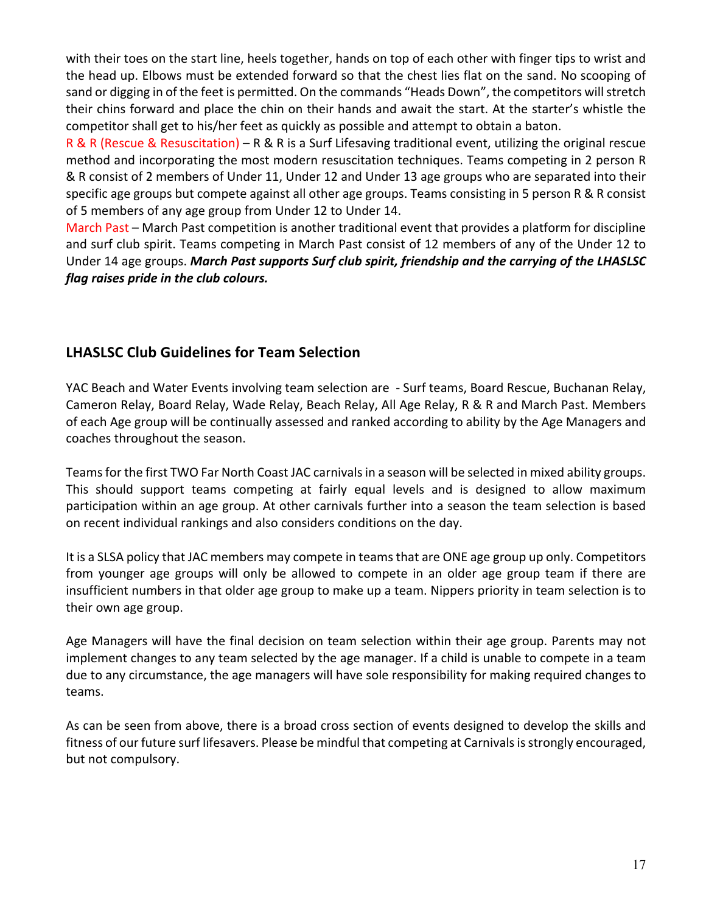with their toes on the start line, heels together, hands on top of each other with finger tips to wrist and the head up. Elbows must be extended forward so that the chest lies flat on the sand. No scooping of sand or digging in of the feet is permitted. On the commands "Heads Down", the competitors will stretch their chins forward and place the chin on their hands and await the start. At the starter's whistle the competitor shall get to his/her feet as quickly as possible and attempt to obtain a baton.

R & R (Rescue & Resuscitation) – R & R is a Surf Lifesaving traditional event, utilizing the original rescue method and incorporating the most modern resuscitation techniques. Teams competing in 2 person R & R consist of 2 members of Under 11, Under 12 and Under 13 age groups who are separated into their specific age groups but compete against all other age groups. Teams consisting in 5 person R & R consist of 5 members of any age group from Under 12 to Under 14.

March Past – March Past competition is another traditional event that provides a platform for discipline and surf club spirit. Teams competing in March Past consist of 12 members of any of the Under 12 to Under 14 age groups. ***March Past supports Surf club spirit, friendship and the carrying of the LHASLSC flag raises pride in the club colours.***

## LHASLSC Club Guidelines for Team Selection

YAC Beach and Water Events involving team selection are - Surf teams, Board Rescue, Buchanan Relay, Cameron Relay, Board Relay, Wade Relay, Beach Relay, All Age Relay, R & R and March Past. Members of each Age group will be continually assessed and ranked according to ability by the Age Managers and coaches throughout the season.

Teams for the first TWO Far North Coast JAC carnivals in a season will be selected in mixed ability groups. This should support teams competing at fairly equal levels and is designed to allow maximum participation within an age group. At other carnivals further into a season the team selection is based on recent individual rankings and also considers conditions on the day.

It is a SLSA policy that JAC members may compete in teams that are ONE age group up only. Competitors from younger age groups will only be allowed to compete in an older age group team if there are insufficient numbers in that older age group to make up a team. Nippers priority in team selection is to their own age group.

Age Managers will have the final decision on team selection within their age group. Parents may not implement changes to any team selected by the age manager. If a child is unable to compete in a team due to any circumstance, the age managers will have sole responsibility for making required changes to teams.

As can be seen from above, there is a broad cross section of events designed to develop the skills and fitness of our future surf lifesavers. Please be mindful that competing at Carnivals is strongly encouraged, but not compulsory.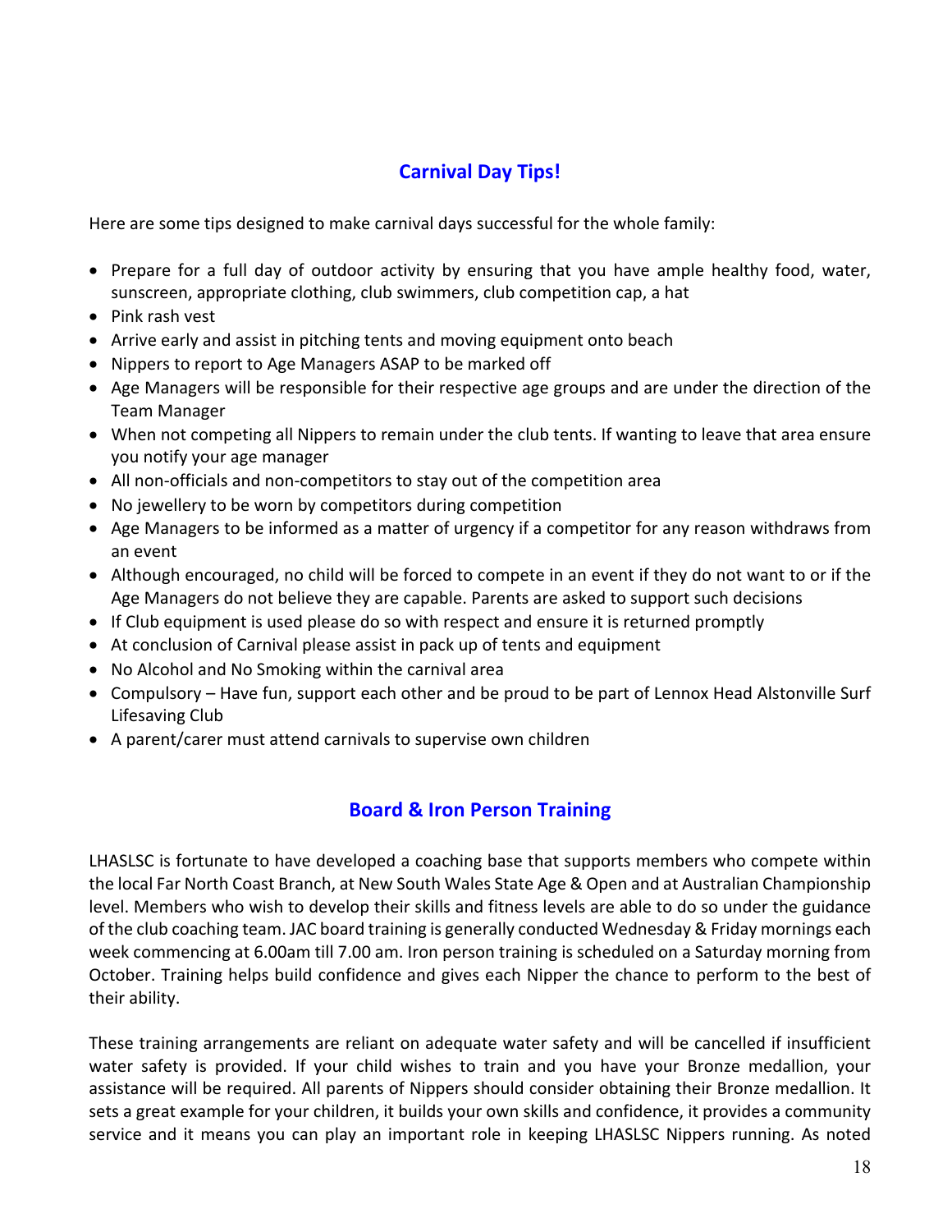## Carnival Day Tips!

Here are some tips designed to make carnival days successful for the whole family:

- Prepare for a full day of outdoor activity by ensuring that you have ample healthy food, water, sunscreen, appropriate clothing, club swimmers, club competition cap, a hat
- Pink rash vest
- Arrive early and assist in pitching tents and moving equipment onto beach
- Nippers to report to Age Managers ASAP to be marked off
- Age Managers will be responsible for their respective age groups and are under the direction of the Team Manager
- When not competing all Nippers to remain under the club tents. If wanting to leave that area ensure you notify your age manager
- All non-officials and non-competitors to stay out of the competition area
- No jewellery to be worn by competitors during competition
- Age Managers to be informed as a matter of urgency if a competitor for any reason withdraws from an event
- Although encouraged, no child will be forced to compete in an event if they do not want to or if the Age Managers do not believe they are capable. Parents are asked to support such decisions
- If Club equipment is used please do so with respect and ensure it is returned promptly
- At conclusion of Carnival please assist in pack up of tents and equipment
- No Alcohol and No Smoking within the carnival area
- Compulsory – Have fun, support each other and be proud to be part of Lennox Head Alstonville Surf Lifesaving Club
- A parent/carer must attend carnivals to supervise own children

## Board & Iron Person Training

LHASLSC is fortunate to have developed a coaching base that supports members who compete within the local Far North Coast Branch, at New South Wales State Age & Open and at Australian Championship level. Members who wish to develop their skills and fitness levels are able to do so under the guidance of the club coaching team. JAC board training is generally conducted Wednesday & Friday mornings each week commencing at 6.00am till 7.00 am. Iron person training is scheduled on a Saturday morning from October. Training helps build confidence and gives each Nipper the chance to perform to the best of their ability.

These training arrangements are reliant on adequate water safety and will be cancelled if insufficient water safety is provided. If your child wishes to train and you have your Bronze medallion, your assistance will be required. All parents of Nippers should consider obtaining their Bronze medallion. It sets a great example for your children, it builds your own skills and confidence, it provides a community service and it means you can play an important role in keeping LHASLSC Nippers running. As noted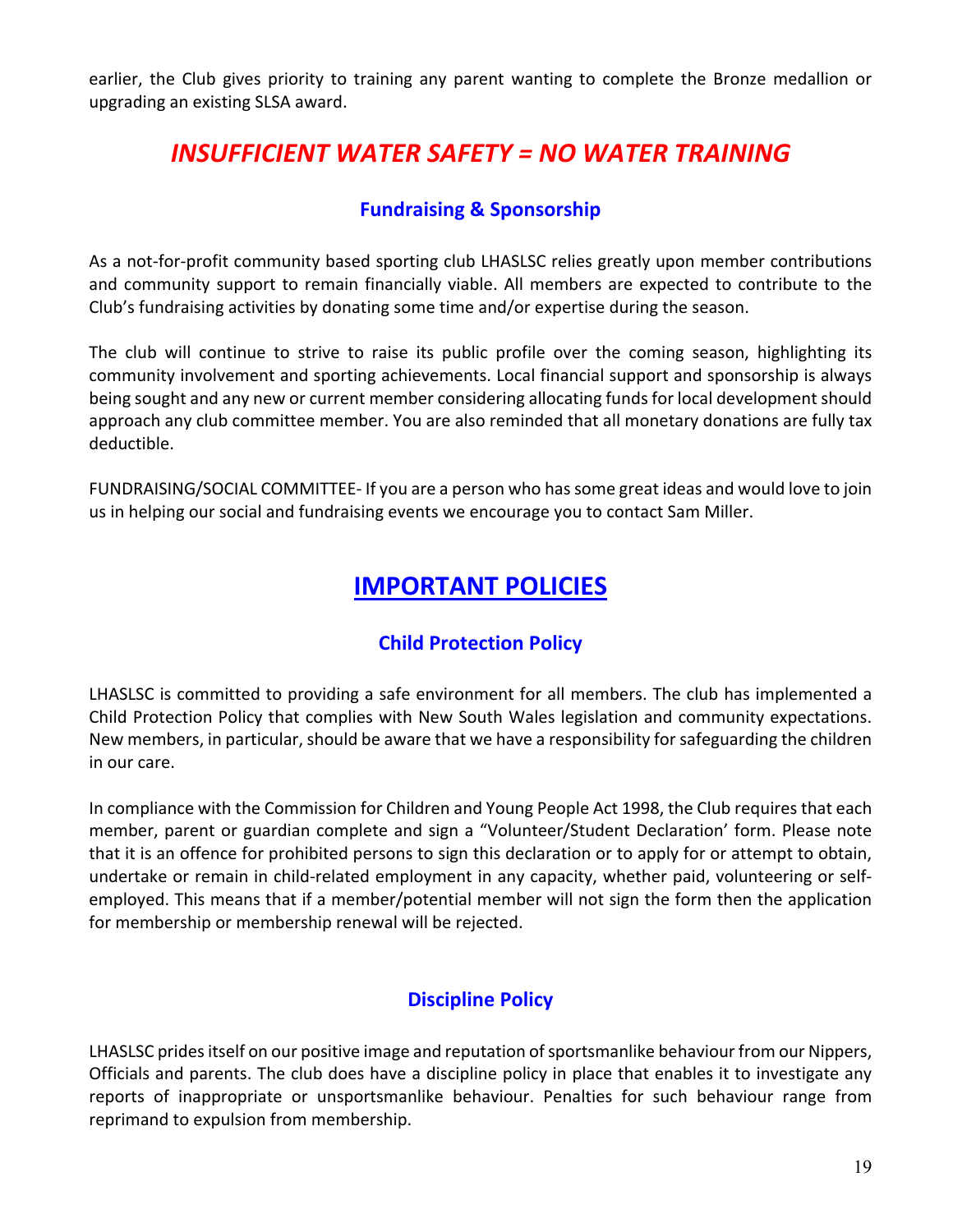earlier, the Club gives priority to training any parent wanting to complete the Bronze medallion or upgrading an existing SLSA award.

## *INSUFFICIENT WATER SAFETY = NO WATER TRAINING*

### Fundraising & Sponsorship

As a not-for-profit community based sporting club LHASLSC relies greatly upon member contributions and community support to remain financially viable. All members are expected to contribute to the Club's fundraising activities by donating some time and/or expertise during the season.

The club will continue to strive to raise its public profile over the coming season, highlighting its community involvement and sporting achievements. Local financial support and sponsorship is always being sought and any new or current member considering allocating funds for local development should approach any club committee member. You are also reminded that all monetary donations are fully tax deductible.

FUNDRAISING/SOCIAL COMMITTEE- If you are a person who has some great ideas and would love to join us in helping our social and fundraising events we encourage you to contact Sam Miller.

## IMPORTANT POLICIES

### Child Protection Policy

LHASLSC is committed to providing a safe environment for all members. The club has implemented a Child Protection Policy that complies with New South Wales legislation and community expectations. New members, in particular, should be aware that we have a responsibility for safeguarding the children in our care.

In compliance with the Commission for Children and Young People Act 1998, the Club requires that each member, parent or guardian complete and sign a "Volunteer/Student Declaration' form. Please note that it is an offence for prohibited persons to sign this declaration or to apply for or attempt to obtain, undertake or remain in child-related employment in any capacity, whether paid, volunteering or self-employed. This means that if a member/potential member will not sign the form then the application for membership or membership renewal will be rejected.

### Discipline Policy

LHASLSC prides itself on our positive image and reputation of sportsmanlike behaviour from our Nippers, Officials and parents. The club does have a discipline policy in place that enables it to investigate any reports of inappropriate or unsportsmanlike behaviour. Penalties for such behaviour range from reprimand to expulsion from membership.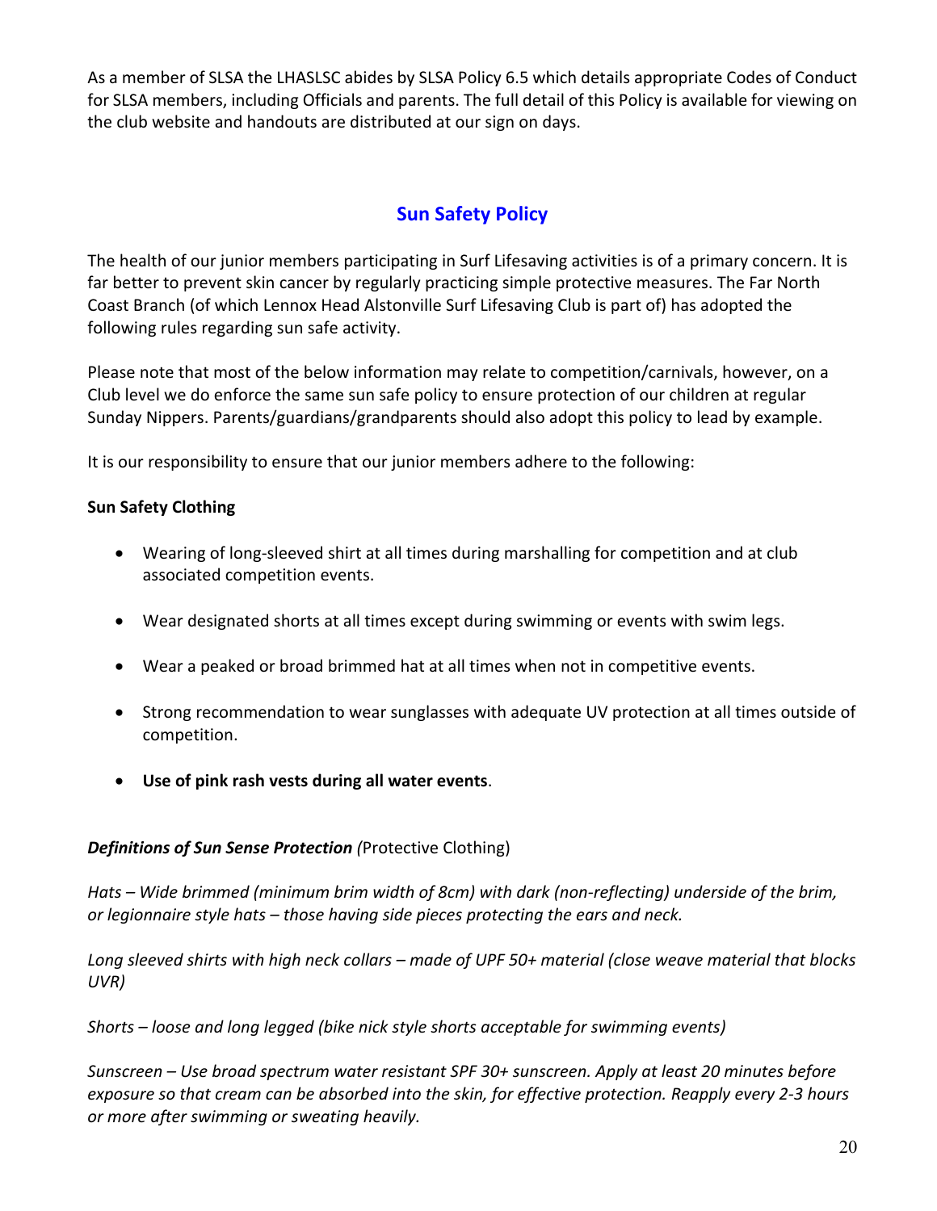As a member of SLSA the LHASLSC abides by SLSA Policy 6.5 which details appropriate Codes of Conduct for SLSA members, including Officials and parents. The full detail of this Policy is available for viewing on the club website and handouts are distributed at our sign on days.

## Sun Safety Policy

The health of our junior members participating in Surf Lifesaving activities is of a primary concern. It is far better to prevent skin cancer by regularly practicing simple protective measures. The Far North Coast Branch (of which Lennox Head Alstonville Surf Lifesaving Club is part of) has adopted the following rules regarding sun safe activity.

Please note that most of the below information may relate to competition/carnivals, however, on a Club level we do enforce the same sun safe policy to ensure protection of our children at regular Sunday Nippers. Parents/guardians/grandparents should also adopt this policy to lead by example.

It is our responsibility to ensure that our junior members adhere to the following:

**Sun Safety Clothing**

- Wearing of long-sleeved shirt at all times during marshalling for competition and at club associated competition events.
- Wear designated shorts at all times except during swimming or events with swim legs.
- Wear a peaked or broad brimmed hat at all times when not in competitive events.
- Strong recommendation to wear sunglasses with adequate UV protection at all times outside of competition.
- **Use of pink rash vests during all water events**.

***Definitions of Sun Sense Protection*** *(*Protective Clothing)

*Hats – Wide brimmed (minimum brim width of 8cm) with dark (non-reflecting) underside of the brim, or legionnaire style hats – those having side pieces protecting the ears and neck.*

*Long sleeved shirts with high neck collars – made of UPF 50+ material (close weave material that blocks UVR)*

*Shorts – loose and long legged (bike nick style shorts acceptable for swimming events)*

*Sunscreen – Use broad spectrum water resistant SPF 30+ sunscreen. Apply at least 20 minutes before exposure so that cream can be absorbed into the skin, for effective protection. Reapply every 2-3 hours or more after swimming or sweating heavily.*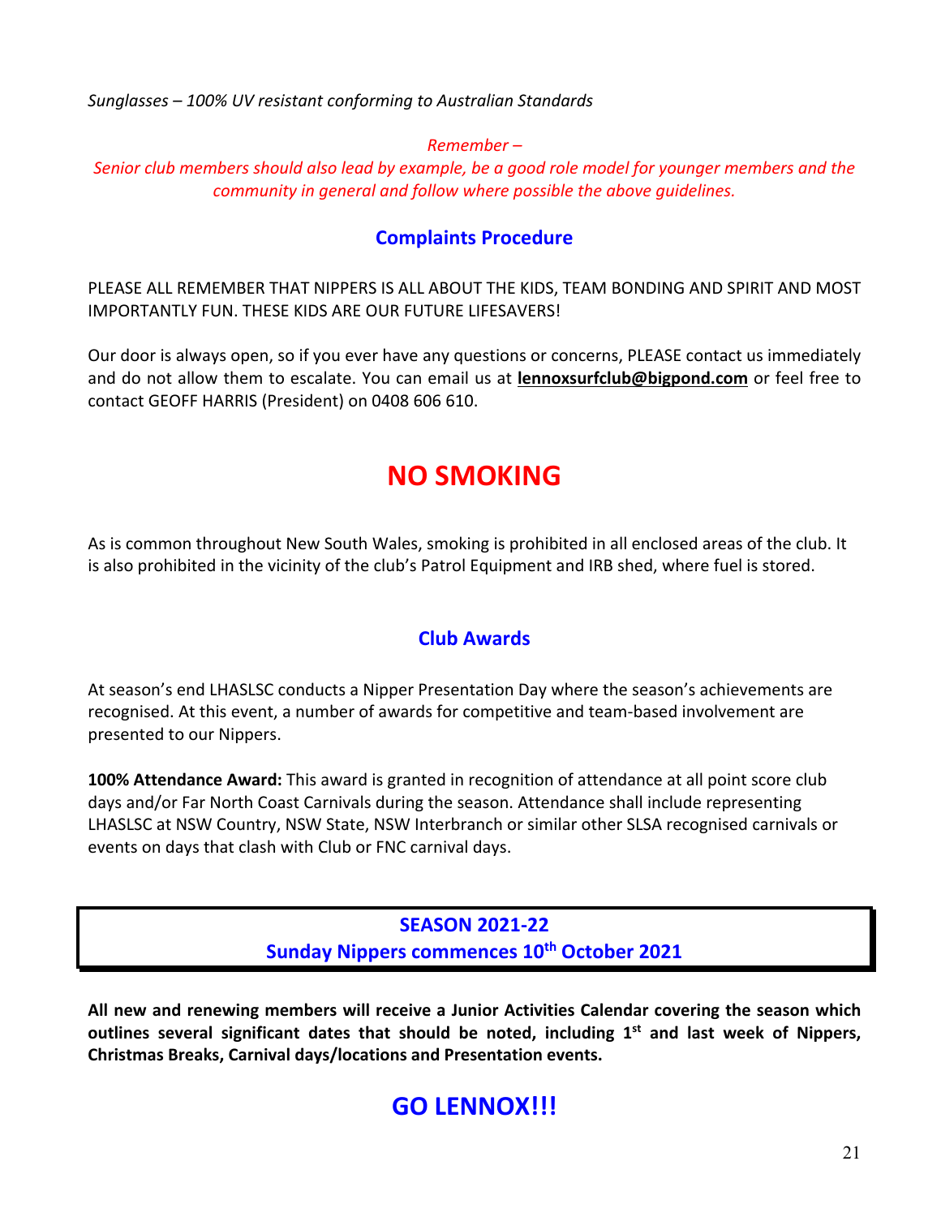*Sunglasses – 100% UV resistant conforming to Australian Standards*

*Remember –*
*Senior club members should also lead by example, be a good role model for younger members and the community in general and follow where possible the above guidelines.*

## Complaints Procedure

PLEASE ALL REMEMBER THAT NIPPERS IS ALL ABOUT THE KIDS, TEAM BONDING AND SPIRIT AND MOST IMPORTANTLY FUN. THESE KIDS ARE OUR FUTURE LIFESAVERS!

Our door is always open, so if you ever have any questions or concerns, PLEASE contact us immediately and do not allow them to escalate. You can email us at **lennoxsurfclub@bigpond.com** or feel free to contact GEOFF HARRIS (President) on 0408 606 610.

# NO SMOKING

As is common throughout New South Wales, smoking is prohibited in all enclosed areas of the club. It is also prohibited in the vicinity of the club's Patrol Equipment and IRB shed, where fuel is stored.

## Club Awards

At season's end LHASLSC conducts a Nipper Presentation Day where the season's achievements are recognised. At this event, a number of awards for competitive and team-based involvement are presented to our Nippers.

**100% Attendance Award:** This award is granted in recognition of attendance at all point score club days and/or Far North Coast Carnivals during the season. Attendance shall include representing LHASLSC at NSW Country, NSW State, NSW Interbranch or similar other SLSA recognised carnivals or events on days that clash with Club or FNC carnival days.

**SEASON 2021-22**
**Sunday Nippers commences 10th October 2021**

**All new and renewing members will receive a Junior Activities Calendar covering the season which outlines several significant dates that should be noted, including 1st and last week of Nippers, Christmas Breaks, Carnival days/locations and Presentation events.**

# GO LENNOX!!!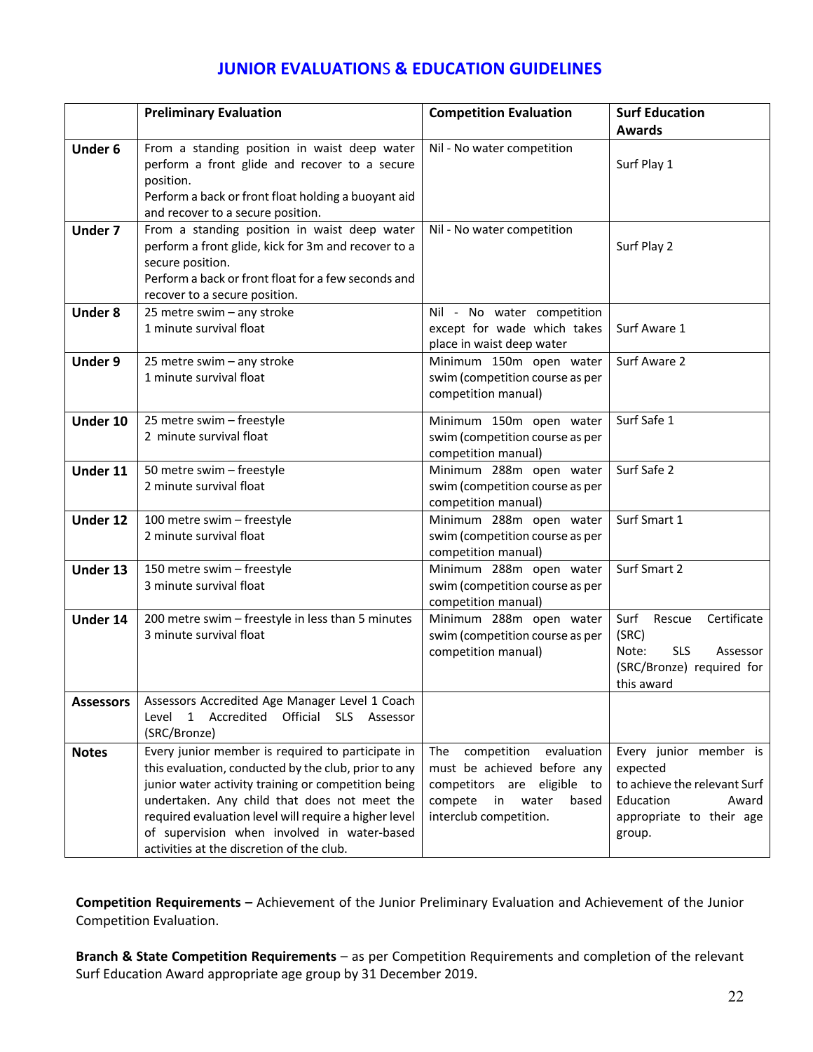## JUNIOR EVALUATIONS & EDUCATION GUIDELINES

| | **Preliminary Evaluation** | **Competition Evaluation** | **Surf Education Awards** |
|---|---|---|---|
| **Under 6** | From a standing position in waist deep water perform a front glide and recover to a secure position.<br>Perform a back or front float holding a buoyant aid and recover to a secure position. | Nil - No water competition | Surf Play 1 |
| **Under 7** | From a standing position in waist deep water perform a front glide, kick for 3m and recover to a secure position.<br>Perform a back or front float for a few seconds and recover to a secure position. | Nil - No water competition | Surf Play 2 |
| **Under 8** | 25 metre swim – any stroke<br>1 minute survival float | Nil - No water competition except for wade which takes place in waist deep water | Surf Aware 1 |
| **Under 9** | 25 metre swim – any stroke<br>1 minute survival float | Minimum 150m open water swim (competition course as per competition manual) | Surf Aware 2 |
| **Under 10** | 25 metre swim – freestyle<br>2 minute survival float | Minimum 150m open water swim (competition course as per competition manual) | Surf Safe 1 |
| **Under 11** | 50 metre swim – freestyle<br>2 minute survival float | Minimum 288m open water swim (competition course as per competition manual) | Surf Safe 2 |
| **Under 12** | 100 metre swim – freestyle<br>2 minute survival float | Minimum 288m open water swim (competition course as per competition manual) | Surf Smart 1 |
| **Under 13** | 150 metre swim – freestyle<br>3 minute survival float | Minimum 288m open water swim (competition course as per competition manual) | Surf Smart 2 |
| **Under 14** | 200 metre swim – freestyle in less than 5 minutes<br>3 minute survival float | Minimum 288m open water swim (competition course as per competition manual) | Surf Rescue Certificate (SRC)<br>Note: SLS Assessor (SRC/Bronze) required for this award |
| **Assessors** | Assessors Accredited Age Manager Level 1 Coach Level 1 Accredited Official SLS Assessor (SRC/Bronze) | | |
| **Notes** | Every junior member is required to participate in this evaluation, conducted by the club, prior to any junior water activity training or competition being undertaken. Any child that does not meet the required evaluation level will require a higher level of supervision when involved in water-based activities at the discretion of the club. | The competition evaluation must be achieved before any competitors are eligible to compete in water based interclub competition. | Every junior member is expected to achieve the relevant Surf Education Award appropriate to their age group. |

**Competition Requirements –** Achievement of the Junior Preliminary Evaluation and Achievement of the Junior Competition Evaluation.

**Branch & State Competition Requirements** – as per Competition Requirements and completion of the relevant Surf Education Award appropriate age group by 31 December 2019.